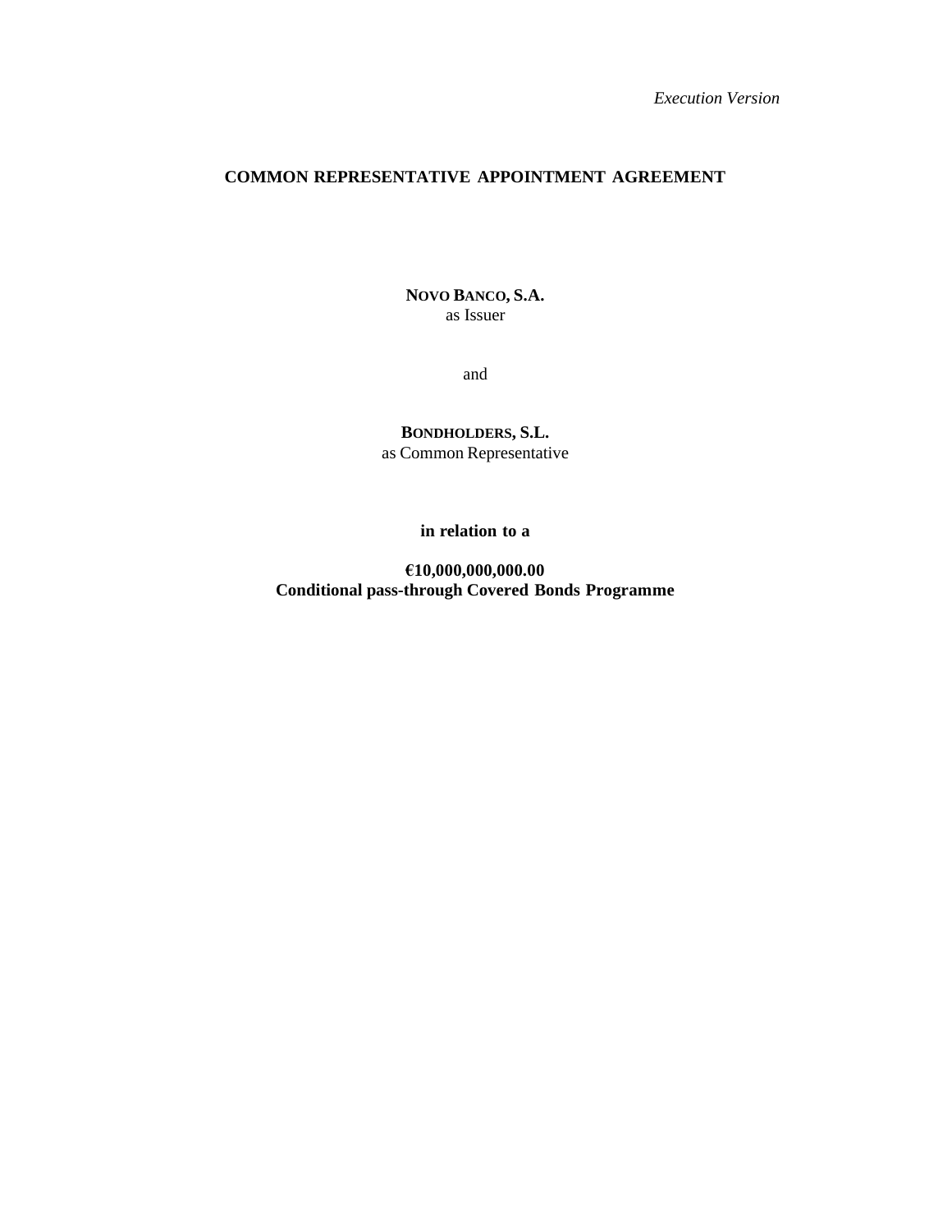*Execution Version*

# COMMON REPRESENTATIVE APPOINTMENT AGREEMENT

**NOVO BANCO, S.A.**
as Issuer

and

**BONDHOLDERS, S.L.**
as Common Representative

**in relation to a**

**€10,000,000,000.00**
**Conditional pass-through Covered Bonds Programme**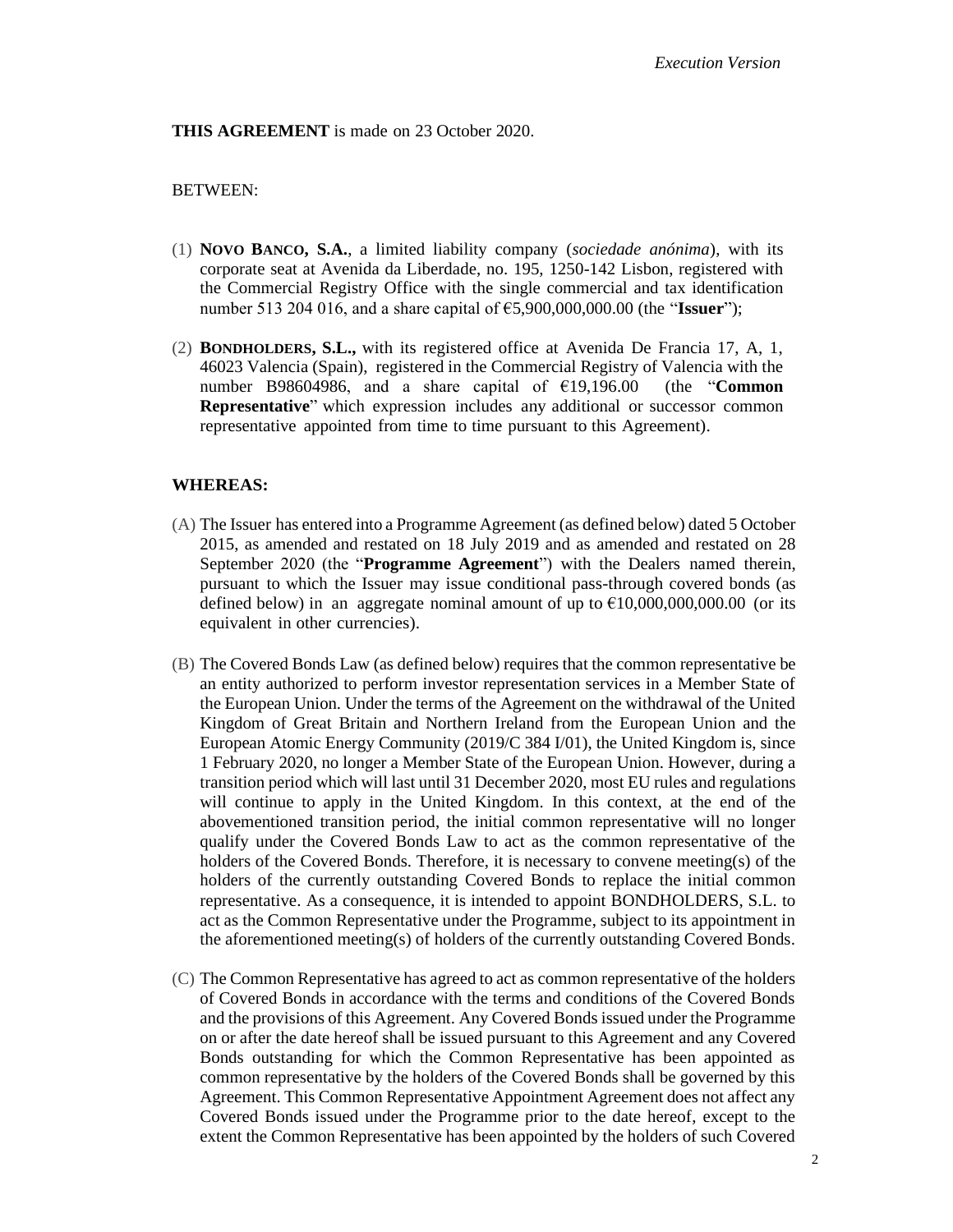*Execution Version*

**THIS AGREEMENT** is made on 23 October 2020.

BETWEEN:

(1) **NOVO BANCO, S.A.**, a limited liability company (*sociedade anónima*), with its corporate seat at Avenida da Liberdade, no. 195, 1250-142 Lisbon, registered with the Commercial Registry Office with the single commercial and tax identification number 513 204 016, and a share capital of €5,900,000,000.00 (the "**Issuer**");

(2) **BONDHOLDERS, S.L.,** with its registered office at Avenida De Francia 17, A, 1, 46023 Valencia (Spain), registered in the Commercial Registry of Valencia with the number B98604986, and a share capital of €19,196.00 (the "**Common Representative**" which expression includes any additional or successor common representative appointed from time to time pursuant to this Agreement).

**WHEREAS:**

(A) The Issuer has entered into a Programme Agreement (as defined below) dated 5 October 2015, as amended and restated on 18 July 2019 and as amended and restated on 28 September 2020 (the "**Programme Agreement**") with the Dealers named therein, pursuant to which the Issuer may issue conditional pass-through covered bonds (as defined below) in an aggregate nominal amount of up to €10,000,000,000.00 (or its equivalent in other currencies).

(B) The Covered Bonds Law (as defined below) requires that the common representative be an entity authorized to perform investor representation services in a Member State of the European Union. Under the terms of the Agreement on the withdrawal of the United Kingdom of Great Britain and Northern Ireland from the European Union and the European Atomic Energy Community (2019/C 384 I/01), the United Kingdom is, since 1 February 2020, no longer a Member State of the European Union. However, during a transition period which will last until 31 December 2020, most EU rules and regulations will continue to apply in the United Kingdom. In this context, at the end of the abovementioned transition period, the initial common representative will no longer qualify under the Covered Bonds Law to act as the common representative of the holders of the Covered Bonds. Therefore, it is necessary to convene meeting(s) of the holders of the currently outstanding Covered Bonds to replace the initial common representative. As a consequence, it is intended to appoint BONDHOLDERS, S.L. to act as the Common Representative under the Programme, subject to its appointment in the aforementioned meeting(s) of holders of the currently outstanding Covered Bonds.

(C) The Common Representative has agreed to act as common representative of the holders of Covered Bonds in accordance with the terms and conditions of the Covered Bonds and the provisions of this Agreement. Any Covered Bonds issued under the Programme on or after the date hereof shall be issued pursuant to this Agreement and any Covered Bonds outstanding for which the Common Representative has been appointed as common representative by the holders of the Covered Bonds shall be governed by this Agreement. This Common Representative Appointment Agreement does not affect any Covered Bonds issued under the Programme prior to the date hereof, except to the extent the Common Representative has been appointed by the holders of such Covered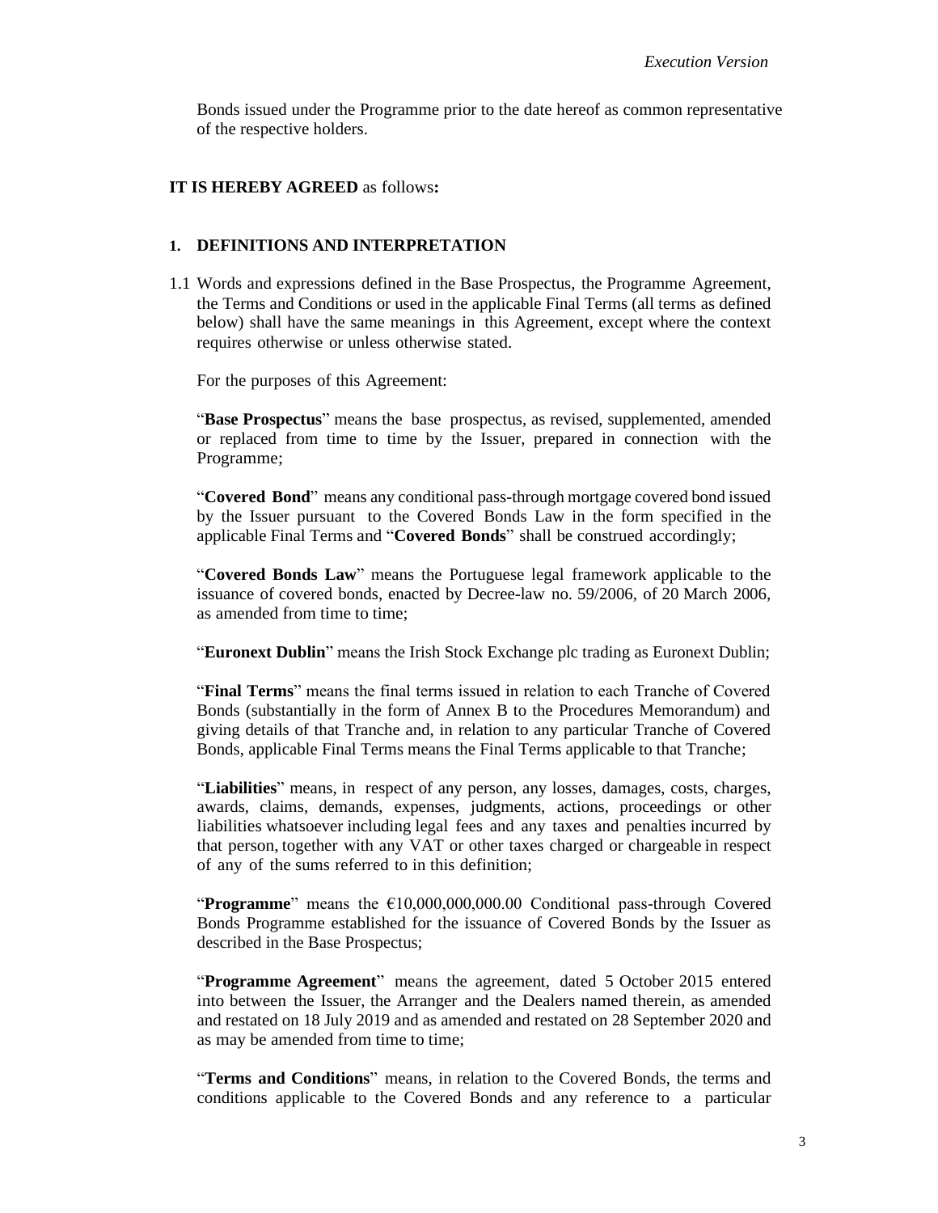Bonds issued under the Programme prior to the date hereof as common representative of the respective holders.

**IT IS HEREBY AGREED** as follows**:**

## 1. DEFINITIONS AND INTERPRETATION

1.1 Words and expressions defined in the Base Prospectus, the Programme Agreement, the Terms and Conditions or used in the applicable Final Terms (all terms as defined below) shall have the same meanings in this Agreement, except where the context requires otherwise or unless otherwise stated.

For the purposes of this Agreement:

"**Base Prospectus**" means the base prospectus, as revised, supplemented, amended or replaced from time to time by the Issuer, prepared in connection with the Programme;

"**Covered Bond**" means any conditional pass-through mortgage covered bond issued by the Issuer pursuant to the Covered Bonds Law in the form specified in the applicable Final Terms and "**Covered Bonds**" shall be construed accordingly;

"**Covered Bonds Law**" means the Portuguese legal framework applicable to the issuance of covered bonds, enacted by Decree-law no. 59/2006, of 20 March 2006, as amended from time to time;

"**Euronext Dublin**" means the Irish Stock Exchange plc trading as Euronext Dublin;

"**Final Terms**" means the final terms issued in relation to each Tranche of Covered Bonds (substantially in the form of Annex B to the Procedures Memorandum) and giving details of that Tranche and, in relation to any particular Tranche of Covered Bonds, applicable Final Terms means the Final Terms applicable to that Tranche;

"**Liabilities**" means, in respect of any person, any losses, damages, costs, charges, awards, claims, demands, expenses, judgments, actions, proceedings or other liabilities whatsoever including legal fees and any taxes and penalties incurred by that person, together with any VAT or other taxes charged or chargeable in respect of any of the sums referred to in this definition;

"**Programme**" means the €10,000,000,000.00 Conditional pass-through Covered Bonds Programme established for the issuance of Covered Bonds by the Issuer as described in the Base Prospectus;

"**Programme Agreement**" means the agreement, dated 5 October 2015 entered into between the Issuer, the Arranger and the Dealers named therein, as amended and restated on 18 July 2019 and as amended and restated on 28 September 2020 and as may be amended from time to time;

"**Terms and Conditions**" means, in relation to the Covered Bonds, the terms and conditions applicable to the Covered Bonds and any reference to a particular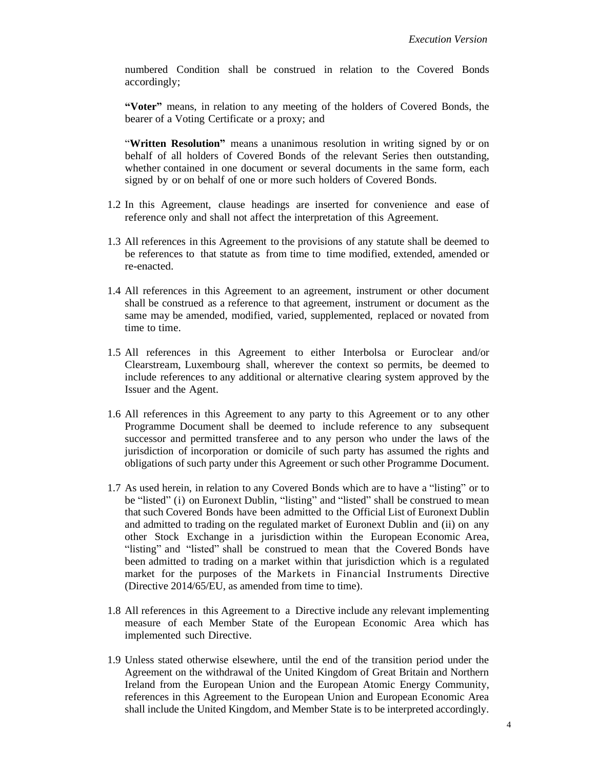numbered Condition shall be construed in relation to the Covered Bonds accordingly;

**"Voter"** means, in relation to any meeting of the holders of Covered Bonds, the bearer of a Voting Certificate or a proxy; and

"**Written Resolution"** means a unanimous resolution in writing signed by or on behalf of all holders of Covered Bonds of the relevant Series then outstanding, whether contained in one document or several documents in the same form, each signed by or on behalf of one or more such holders of Covered Bonds.

1.2 In this Agreement, clause headings are inserted for convenience and ease of reference only and shall not affect the interpretation of this Agreement.

1.3 All references in this Agreement to the provisions of any statute shall be deemed to be references to that statute as from time to time modified, extended, amended or re-enacted.

1.4 All references in this Agreement to an agreement, instrument or other document shall be construed as a reference to that agreement, instrument or document as the same may be amended, modified, varied, supplemented, replaced or novated from time to time.

1.5 All references in this Agreement to either Interbolsa or Euroclear and/or Clearstream, Luxembourg shall, wherever the context so permits, be deemed to include references to any additional or alternative clearing system approved by the Issuer and the Agent.

1.6 All references in this Agreement to any party to this Agreement or to any other Programme Document shall be deemed to include reference to any subsequent successor and permitted transferee and to any person who under the laws of the jurisdiction of incorporation or domicile of such party has assumed the rights and obligations of such party under this Agreement or such other Programme Document.

1.7 As used herein, in relation to any Covered Bonds which are to have a "listing" or to be "listed" (i) on Euronext Dublin, "listing" and "listed" shall be construed to mean that such Covered Bonds have been admitted to the Official List of Euronext Dublin and admitted to trading on the regulated market of Euronext Dublin and (ii) on any other Stock Exchange in a jurisdiction within the European Economic Area, "listing" and "listed" shall be construed to mean that the Covered Bonds have been admitted to trading on a market within that jurisdiction which is a regulated market for the purposes of the Markets in Financial Instruments Directive (Directive 2014/65/EU, as amended from time to time).

1.8 All references in this Agreement to a Directive include any relevant implementing measure of each Member State of the European Economic Area which has implemented such Directive.

1.9 Unless stated otherwise elsewhere, until the end of the transition period under the Agreement on the withdrawal of the United Kingdom of Great Britain and Northern Ireland from the European Union and the European Atomic Energy Community, references in this Agreement to the European Union and European Economic Area shall include the United Kingdom, and Member State is to be interpreted accordingly.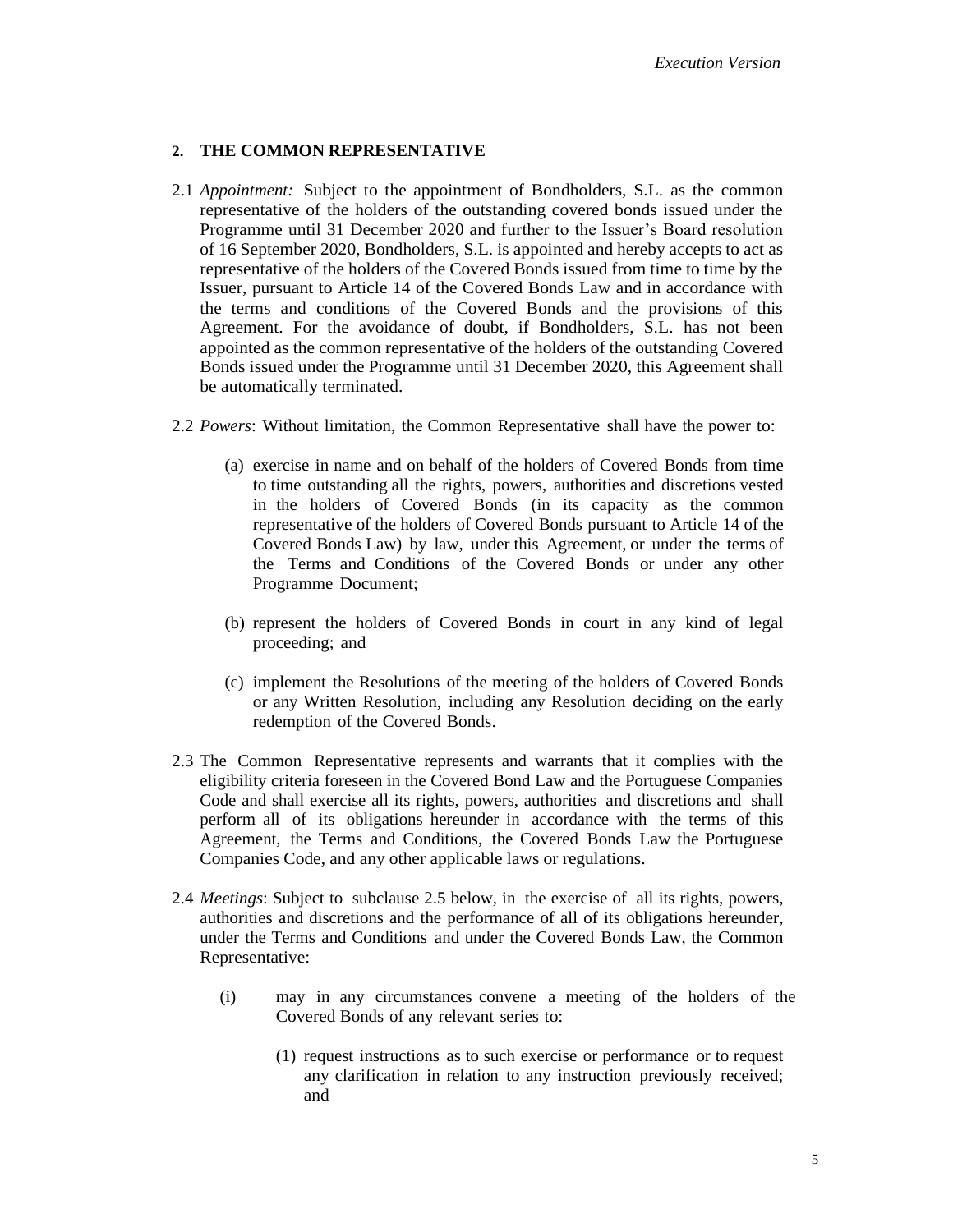## 2. THE COMMON REPRESENTATIVE

2.1 *Appointment:* Subject to the appointment of Bondholders, S.L. as the common representative of the holders of the outstanding covered bonds issued under the Programme until 31 December 2020 and further to the Issuer's Board resolution of 16 September 2020, Bondholders, S.L. is appointed and hereby accepts to act as representative of the holders of the Covered Bonds issued from time to time by the Issuer, pursuant to Article 14 of the Covered Bonds Law and in accordance with the terms and conditions of the Covered Bonds and the provisions of this Agreement. For the avoidance of doubt, if Bondholders, S.L. has not been appointed as the common representative of the holders of the outstanding Covered Bonds issued under the Programme until 31 December 2020, this Agreement shall be automatically terminated.

2.2 *Powers*: Without limitation, the Common Representative shall have the power to:

(a) exercise in name and on behalf of the holders of Covered Bonds from time to time outstanding all the rights, powers, authorities and discretions vested in the holders of Covered Bonds (in its capacity as the common representative of the holders of Covered Bonds pursuant to Article 14 of the Covered Bonds Law) by law, under this Agreement, or under the terms of the Terms and Conditions of the Covered Bonds or under any other Programme Document;

(b) represent the holders of Covered Bonds in court in any kind of legal proceeding; and

(c) implement the Resolutions of the meeting of the holders of Covered Bonds or any Written Resolution, including any Resolution deciding on the early redemption of the Covered Bonds.

2.3 The Common Representative represents and warrants that it complies with the eligibility criteria foreseen in the Covered Bond Law and the Portuguese Companies Code and shall exercise all its rights, powers, authorities and discretions and shall perform all of its obligations hereunder in accordance with the terms of this Agreement, the Terms and Conditions, the Covered Bonds Law the Portuguese Companies Code, and any other applicable laws or regulations.

2.4 *Meetings*: Subject to subclause 2.5 below, in the exercise of all its rights, powers, authorities and discretions and the performance of all of its obligations hereunder, under the Terms and Conditions and under the Covered Bonds Law, the Common Representative:

(i) may in any circumstances convene a meeting of the holders of the Covered Bonds of any relevant series to:

(1) request instructions as to such exercise or performance or to request any clarification in relation to any instruction previously received; and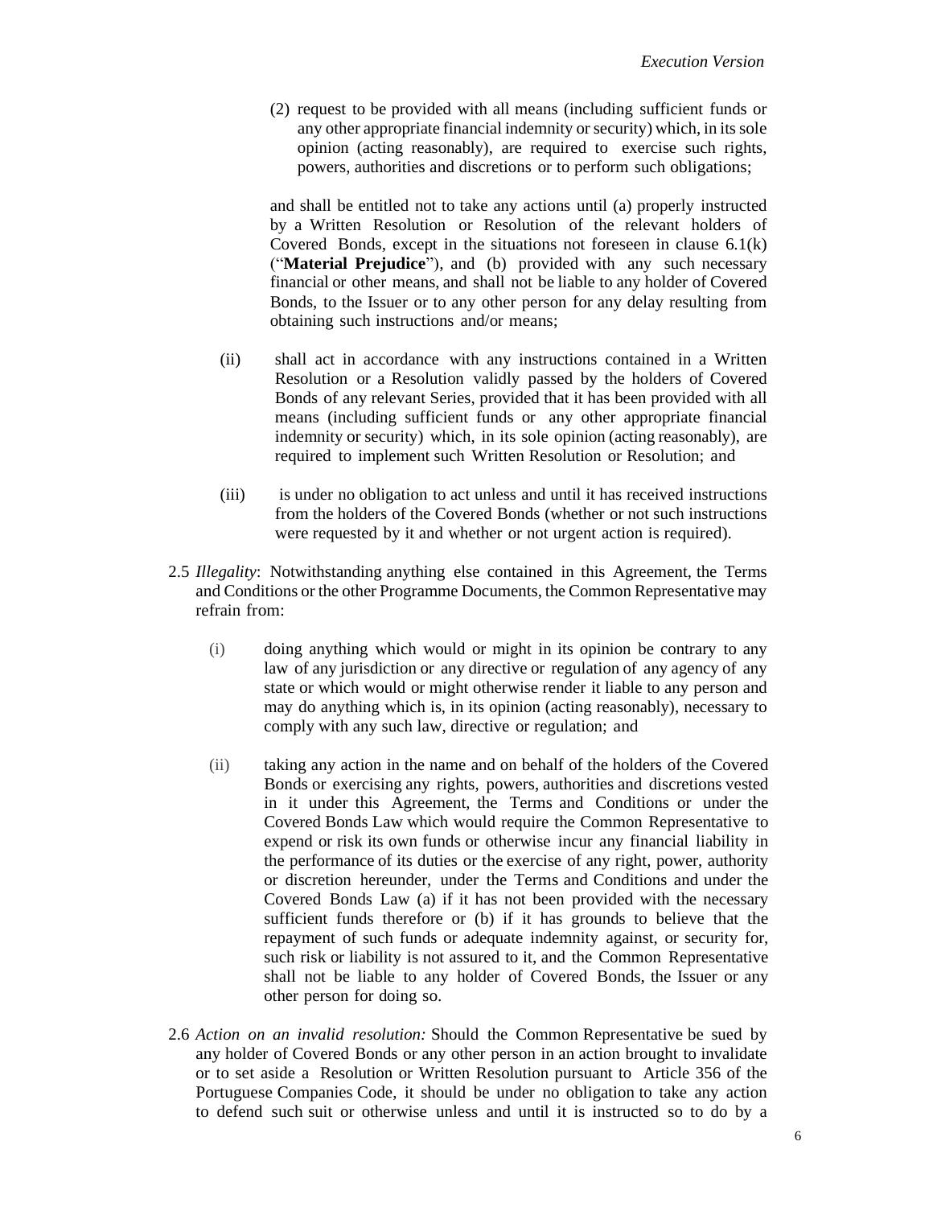(2) request to be provided with all means (including sufficient funds or any other appropriate financial indemnity or security) which, in its sole opinion (acting reasonably), are required to exercise such rights, powers, authorities and discretions or to perform such obligations;

and shall be entitled not to take any actions until (a) properly instructed by a Written Resolution or Resolution of the relevant holders of Covered Bonds, except in the situations not foreseen in clause 6.1(k) ("**Material Prejudice**"), and (b) provided with any such necessary financial or other means, and shall not be liable to any holder of Covered Bonds, to the Issuer or to any other person for any delay resulting from obtaining such instructions and/or means;

(ii) shall act in accordance with any instructions contained in a Written Resolution or a Resolution validly passed by the holders of Covered Bonds of any relevant Series, provided that it has been provided with all means (including sufficient funds or any other appropriate financial indemnity or security) which, in its sole opinion (acting reasonably), are required to implement such Written Resolution or Resolution; and

(iii) is under no obligation to act unless and until it has received instructions from the holders of the Covered Bonds (whether or not such instructions were requested by it and whether or not urgent action is required).

2.5 *Illegality*: Notwithstanding anything else contained in this Agreement, the Terms and Conditions or the other Programme Documents, the Common Representative may refrain from:

(i) doing anything which would or might in its opinion be contrary to any law of any jurisdiction or any directive or regulation of any agency of any state or which would or might otherwise render it liable to any person and may do anything which is, in its opinion (acting reasonably), necessary to comply with any such law, directive or regulation; and

(ii) taking any action in the name and on behalf of the holders of the Covered Bonds or exercising any rights, powers, authorities and discretions vested in it under this Agreement, the Terms and Conditions or under the Covered Bonds Law which would require the Common Representative to expend or risk its own funds or otherwise incur any financial liability in the performance of its duties or the exercise of any right, power, authority or discretion hereunder, under the Terms and Conditions and under the Covered Bonds Law (a) if it has not been provided with the necessary sufficient funds therefore or (b) if it has grounds to believe that the repayment of such funds or adequate indemnity against, or security for, such risk or liability is not assured to it, and the Common Representative shall not be liable to any holder of Covered Bonds, the Issuer or any other person for doing so.

2.6 *Action on an invalid resolution:* Should the Common Representative be sued by any holder of Covered Bonds or any other person in an action brought to invalidate or to set aside a Resolution or Written Resolution pursuant to Article 356 of the Portuguese Companies Code, it should be under no obligation to take any action to defend such suit or otherwise unless and until it is instructed so to do by a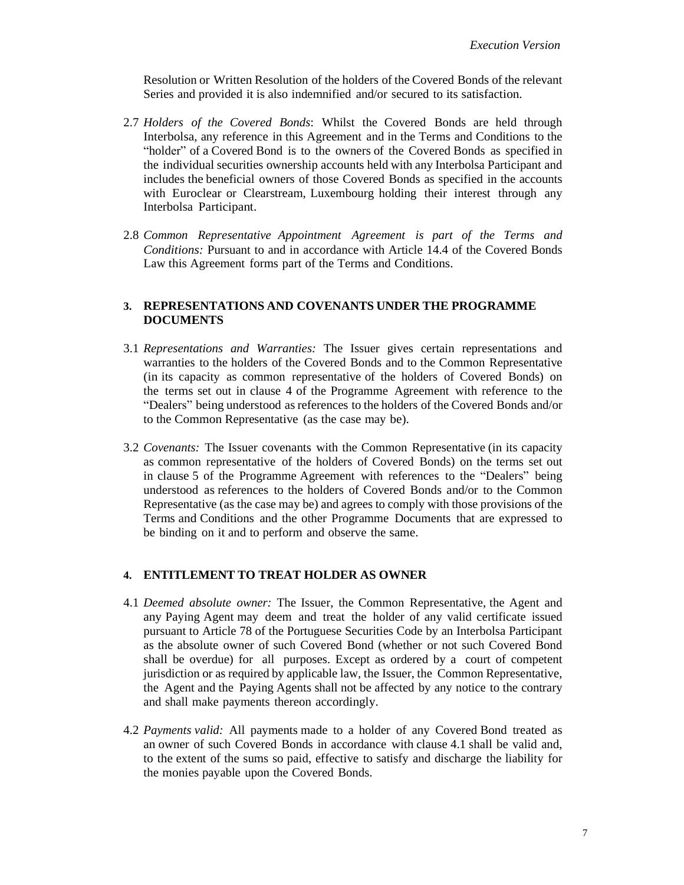Resolution or Written Resolution of the holders of the Covered Bonds of the relevant Series and provided it is also indemnified and/or secured to its satisfaction.

2.7 *Holders of the Covered Bonds*: Whilst the Covered Bonds are held through Interbolsa, any reference in this Agreement and in the Terms and Conditions to the "holder" of a Covered Bond is to the owners of the Covered Bonds as specified in the individual securities ownership accounts held with any Interbolsa Participant and includes the beneficial owners of those Covered Bonds as specified in the accounts with Euroclear or Clearstream, Luxembourg holding their interest through any Interbolsa Participant.

2.8 *Common Representative Appointment Agreement is part of the Terms and Conditions:* Pursuant to and in accordance with Article 14.4 of the Covered Bonds Law this Agreement forms part of the Terms and Conditions.

## 3. REPRESENTATIONS AND COVENANTS UNDER THE PROGRAMME DOCUMENTS

3.1 *Representations and Warranties:* The Issuer gives certain representations and warranties to the holders of the Covered Bonds and to the Common Representative (in its capacity as common representative of the holders of Covered Bonds) on the terms set out in clause 4 of the Programme Agreement with reference to the "Dealers" being understood as references to the holders of the Covered Bonds and/or to the Common Representative (as the case may be).

3.2 *Covenants:* The Issuer covenants with the Common Representative (in its capacity as common representative of the holders of Covered Bonds) on the terms set out in clause 5 of the Programme Agreement with references to the "Dealers" being understood as references to the holders of Covered Bonds and/or to the Common Representative (as the case may be) and agrees to comply with those provisions of the Terms and Conditions and the other Programme Documents that are expressed to be binding on it and to perform and observe the same.

## 4. ENTITLEMENT TO TREAT HOLDER AS OWNER

4.1 *Deemed absolute owner:* The Issuer, the Common Representative, the Agent and any Paying Agent may deem and treat the holder of any valid certificate issued pursuant to Article 78 of the Portuguese Securities Code by an Interbolsa Participant as the absolute owner of such Covered Bond (whether or not such Covered Bond shall be overdue) for all purposes. Except as ordered by a court of competent jurisdiction or as required by applicable law, the Issuer, the Common Representative, the Agent and the Paying Agents shall not be affected by any notice to the contrary and shall make payments thereon accordingly.

4.2 *Payments valid:* All payments made to a holder of any Covered Bond treated as an owner of such Covered Bonds in accordance with clause 4.1 shall be valid and, to the extent of the sums so paid, effective to satisfy and discharge the liability for the monies payable upon the Covered Bonds.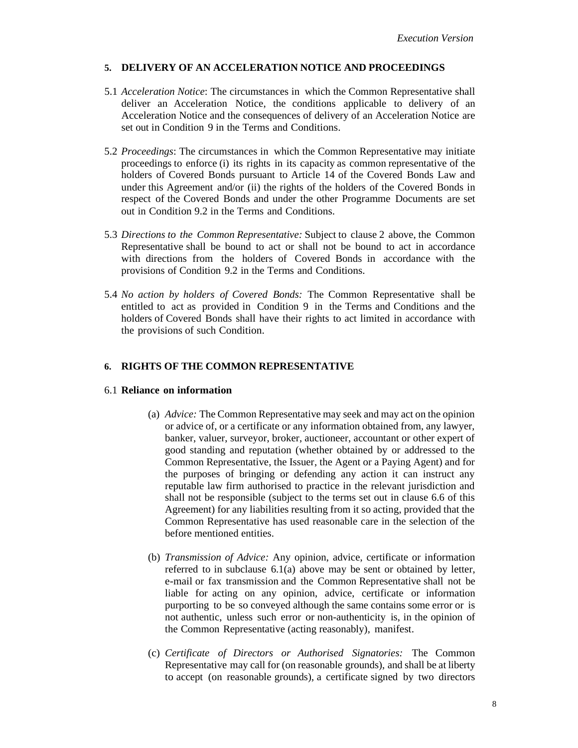## 5. DELIVERY OF AN ACCELERATION NOTICE AND PROCEEDINGS

5.1 *Acceleration Notice*: The circumstances in which the Common Representative shall deliver an Acceleration Notice, the conditions applicable to delivery of an Acceleration Notice and the consequences of delivery of an Acceleration Notice are set out in Condition 9 in the Terms and Conditions.

5.2 *Proceedings*: The circumstances in which the Common Representative may initiate proceedings to enforce (i) its rights in its capacity as common representative of the holders of Covered Bonds pursuant to Article 14 of the Covered Bonds Law and under this Agreement and/or (ii) the rights of the holders of the Covered Bonds in respect of the Covered Bonds and under the other Programme Documents are set out in Condition 9.2 in the Terms and Conditions.

5.3 *Directions to the Common Representative:* Subject to clause 2 above, the Common Representative shall be bound to act or shall not be bound to act in accordance with directions from the holders of Covered Bonds in accordance with the provisions of Condition 9.2 in the Terms and Conditions.

5.4 *No action by holders of Covered Bonds:* The Common Representative shall be entitled to act as provided in Condition 9 in the Terms and Conditions and the holders of Covered Bonds shall have their rights to act limited in accordance with the provisions of such Condition.

## 6. RIGHTS OF THE COMMON REPRESENTATIVE

### 6.1 Reliance on information

(a) *Advice:* The Common Representative may seek and may act on the opinion or advice of, or a certificate or any information obtained from, any lawyer, banker, valuer, surveyor, broker, auctioneer, accountant or other expert of good standing and reputation (whether obtained by or addressed to the Common Representative, the Issuer, the Agent or a Paying Agent) and for the purposes of bringing or defending any action it can instruct any reputable law firm authorised to practice in the relevant jurisdiction and shall not be responsible (subject to the terms set out in clause 6.6 of this Agreement) for any liabilities resulting from it so acting, provided that the Common Representative has used reasonable care in the selection of the before mentioned entities.

(b) *Transmission of Advice:* Any opinion, advice, certificate or information referred to in subclause 6.1(a) above may be sent or obtained by letter, e-mail or fax transmission and the Common Representative shall not be liable for acting on any opinion, advice, certificate or information purporting to be so conveyed although the same contains some error or is not authentic, unless such error or non-authenticity is, in the opinion of the Common Representative (acting reasonably), manifest.

(c) *Certificate of Directors or Authorised Signatories:* The Common Representative may call for (on reasonable grounds), and shall be at liberty to accept (on reasonable grounds), a certificate signed by two directors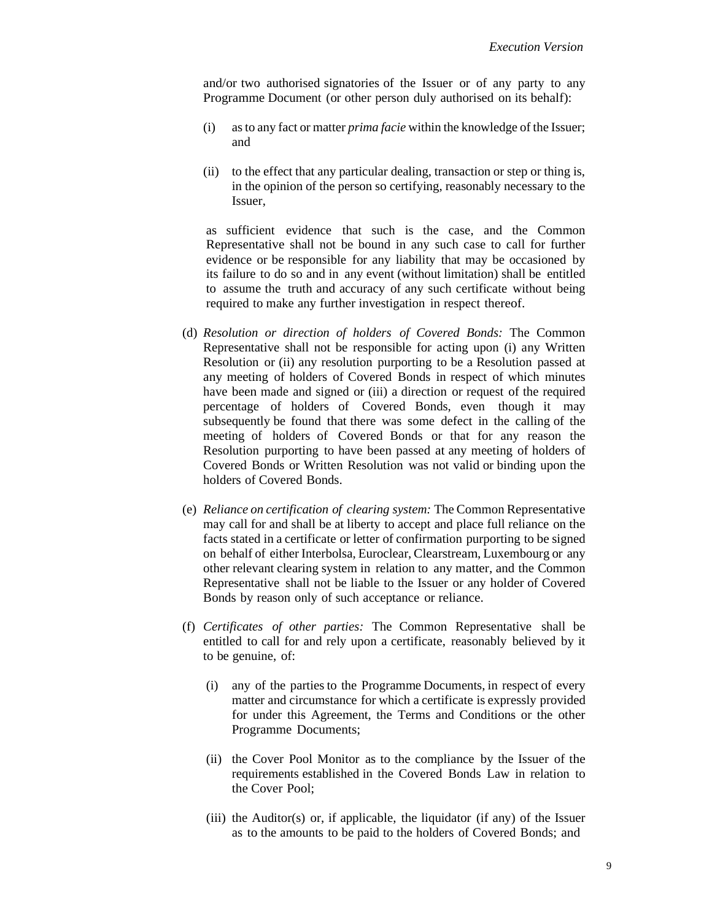and/or two authorised signatories of the Issuer or of any party to any Programme Document (or other person duly authorised on its behalf):

(i) as to any fact or matter *prima facie* within the knowledge of the Issuer; and

(ii) to the effect that any particular dealing, transaction or step or thing is, in the opinion of the person so certifying, reasonably necessary to the Issuer,

as sufficient evidence that such is the case, and the Common Representative shall not be bound in any such case to call for further evidence or be responsible for any liability that may be occasioned by its failure to do so and in any event (without limitation) shall be entitled to assume the truth and accuracy of any such certificate without being required to make any further investigation in respect thereof.

(d) *Resolution or direction of holders of Covered Bonds:* The Common Representative shall not be responsible for acting upon (i) any Written Resolution or (ii) any resolution purporting to be a Resolution passed at any meeting of holders of Covered Bonds in respect of which minutes have been made and signed or (iii) a direction or request of the required percentage of holders of Covered Bonds, even though it may subsequently be found that there was some defect in the calling of the meeting of holders of Covered Bonds or that for any reason the Resolution purporting to have been passed at any meeting of holders of Covered Bonds or Written Resolution was not valid or binding upon the holders of Covered Bonds.

(e) *Reliance on certification of clearing system:* The Common Representative may call for and shall be at liberty to accept and place full reliance on the facts stated in a certificate or letter of confirmation purporting to be signed on behalf of either Interbolsa, Euroclear, Clearstream, Luxembourg or any other relevant clearing system in relation to any matter, and the Common Representative shall not be liable to the Issuer or any holder of Covered Bonds by reason only of such acceptance or reliance.

(f) *Certificates of other parties:* The Common Representative shall be entitled to call for and rely upon a certificate, reasonably believed by it to be genuine, of:

(i) any of the parties to the Programme Documents, in respect of every matter and circumstance for which a certificate is expressly provided for under this Agreement, the Terms and Conditions or the other Programme Documents;

(ii) the Cover Pool Monitor as to the compliance by the Issuer of the requirements established in the Covered Bonds Law in relation to the Cover Pool;

(iii) the Auditor(s) or, if applicable, the liquidator (if any) of the Issuer as to the amounts to be paid to the holders of Covered Bonds; and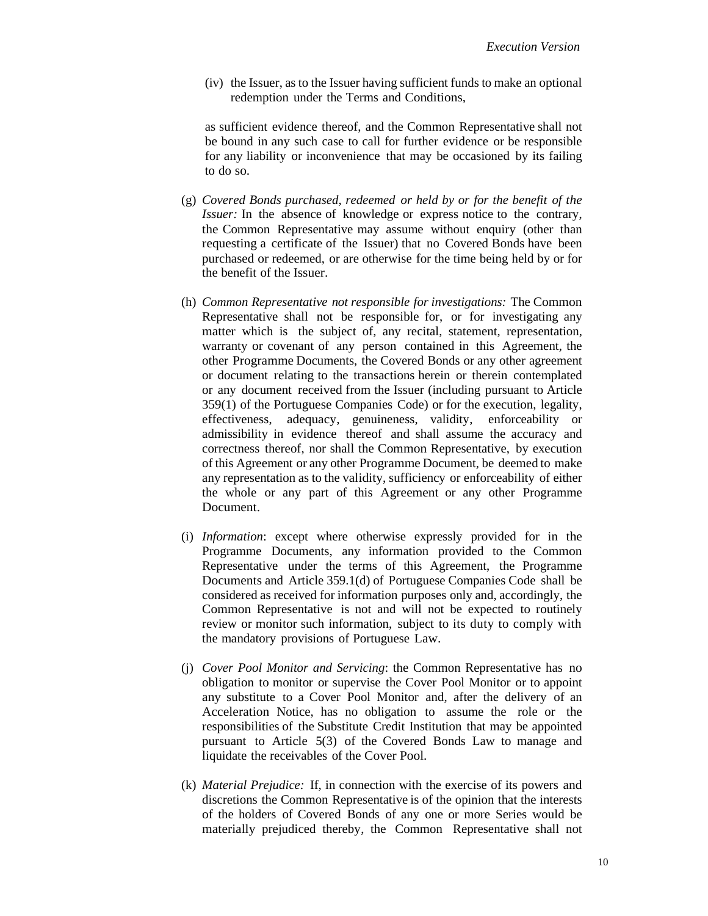(iv) the Issuer, as to the Issuer having sufficient funds to make an optional redemption under the Terms and Conditions,

as sufficient evidence thereof, and the Common Representative shall not be bound in any such case to call for further evidence or be responsible for any liability or inconvenience that may be occasioned by its failing to do so.

(g) *Covered Bonds purchased, redeemed or held by or for the benefit of the Issuer:* In the absence of knowledge or express notice to the contrary, the Common Representative may assume without enquiry (other than requesting a certificate of the Issuer) that no Covered Bonds have been purchased or redeemed, or are otherwise for the time being held by or for the benefit of the Issuer.

(h) *Common Representative not responsible for investigations:* The Common Representative shall not be responsible for, or for investigating any matter which is the subject of, any recital, statement, representation, warranty or covenant of any person contained in this Agreement, the other Programme Documents, the Covered Bonds or any other agreement or document relating to the transactions herein or therein contemplated or any document received from the Issuer (including pursuant to Article 359(1) of the Portuguese Companies Code) or for the execution, legality, effectiveness, adequacy, genuineness, validity, enforceability or admissibility in evidence thereof and shall assume the accuracy and correctness thereof, nor shall the Common Representative, by execution of this Agreement or any other Programme Document, be deemed to make any representation as to the validity, sufficiency or enforceability of either the whole or any part of this Agreement or any other Programme Document.

(i) *Information*: except where otherwise expressly provided for in the Programme Documents, any information provided to the Common Representative under the terms of this Agreement, the Programme Documents and Article 359.1(d) of Portuguese Companies Code shall be considered as received for information purposes only and, accordingly, the Common Representative is not and will not be expected to routinely review or monitor such information, subject to its duty to comply with the mandatory provisions of Portuguese Law.

(j) *Cover Pool Monitor and Servicing*: the Common Representative has no obligation to monitor or supervise the Cover Pool Monitor or to appoint any substitute to a Cover Pool Monitor and, after the delivery of an Acceleration Notice, has no obligation to assume the role or the responsibilities of the Substitute Credit Institution that may be appointed pursuant to Article 5(3) of the Covered Bonds Law to manage and liquidate the receivables of the Cover Pool.

(k) *Material Prejudice:* If, in connection with the exercise of its powers and discretions the Common Representative is of the opinion that the interests of the holders of Covered Bonds of any one or more Series would be materially prejudiced thereby, the Common Representative shall not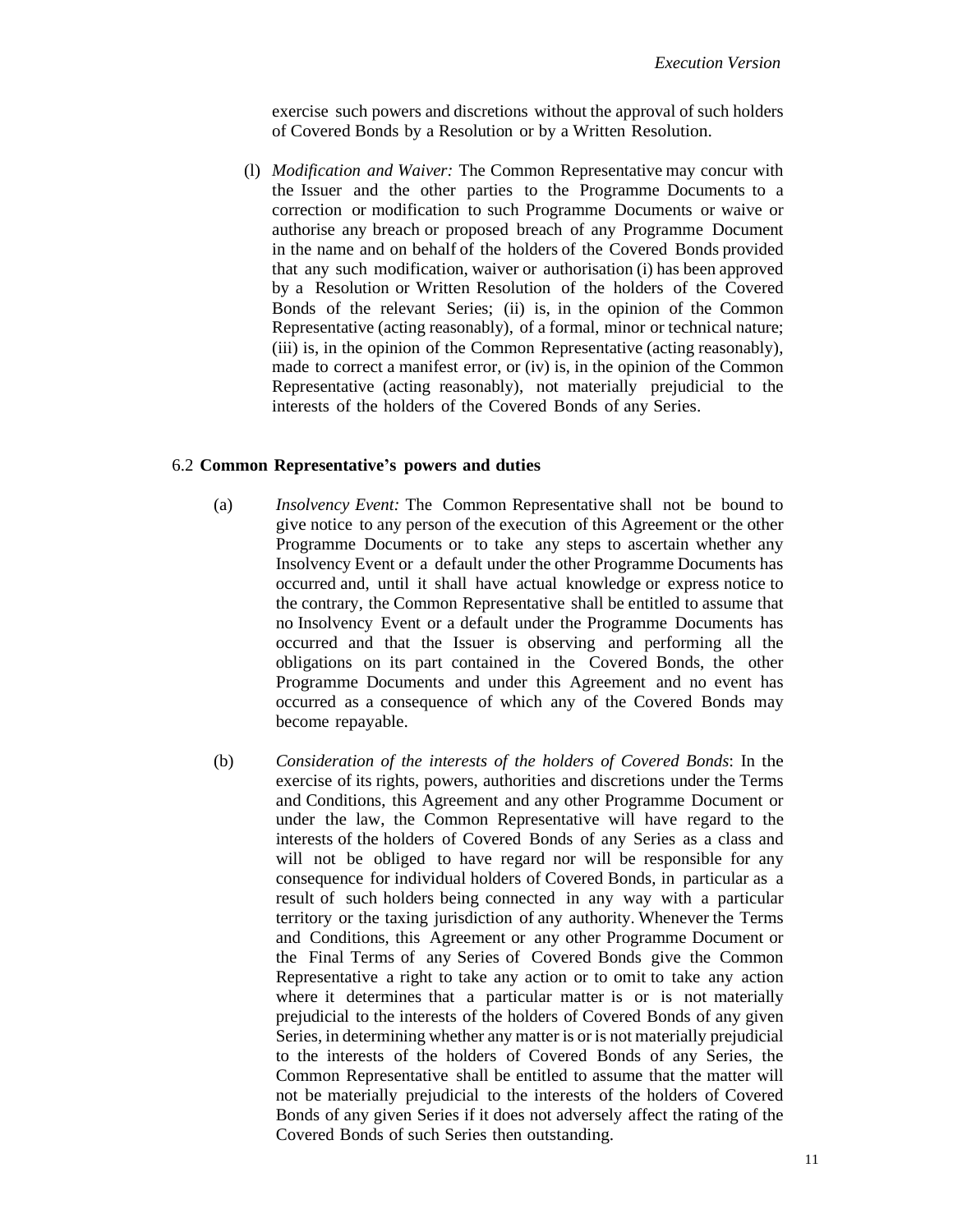exercise such powers and discretions without the approval of such holders of Covered Bonds by a Resolution or by a Written Resolution.

(l) *Modification and Waiver:* The Common Representative may concur with the Issuer and the other parties to the Programme Documents to a correction or modification to such Programme Documents or waive or authorise any breach or proposed breach of any Programme Document in the name and on behalf of the holders of the Covered Bonds provided that any such modification, waiver or authorisation (i) has been approved by a Resolution or Written Resolution of the holders of the Covered Bonds of the relevant Series; (ii) is, in the opinion of the Common Representative (acting reasonably), of a formal, minor or technical nature; (iii) is, in the opinion of the Common Representative (acting reasonably), made to correct a manifest error, or (iv) is, in the opinion of the Common Representative (acting reasonably), not materially prejudicial to the interests of the holders of the Covered Bonds of any Series.

### 6.2 **Common Representative's powers and duties**

(a) *Insolvency Event:* The Common Representative shall not be bound to give notice to any person of the execution of this Agreement or the other Programme Documents or to take any steps to ascertain whether any Insolvency Event or a default under the other Programme Documents has occurred and, until it shall have actual knowledge or express notice to the contrary, the Common Representative shall be entitled to assume that no Insolvency Event or a default under the Programme Documents has occurred and that the Issuer is observing and performing all the obligations on its part contained in the Covered Bonds, the other Programme Documents and under this Agreement and no event has occurred as a consequence of which any of the Covered Bonds may become repayable.

(b) *Consideration of the interests of the holders of Covered Bonds*: In the exercise of its rights, powers, authorities and discretions under the Terms and Conditions, this Agreement and any other Programme Document or under the law, the Common Representative will have regard to the interests of the holders of Covered Bonds of any Series as a class and will not be obliged to have regard nor will be responsible for any consequence for individual holders of Covered Bonds, in particular as a result of such holders being connected in any way with a particular territory or the taxing jurisdiction of any authority. Whenever the Terms and Conditions, this Agreement or any other Programme Document or the Final Terms of any Series of Covered Bonds give the Common Representative a right to take any action or to omit to take any action where it determines that a particular matter is or is not materially prejudicial to the interests of the holders of Covered Bonds of any given Series, in determining whether any matter is or is not materially prejudicial to the interests of the holders of Covered Bonds of any Series, the Common Representative shall be entitled to assume that the matter will not be materially prejudicial to the interests of the holders of Covered Bonds of any given Series if it does not adversely affect the rating of the Covered Bonds of such Series then outstanding.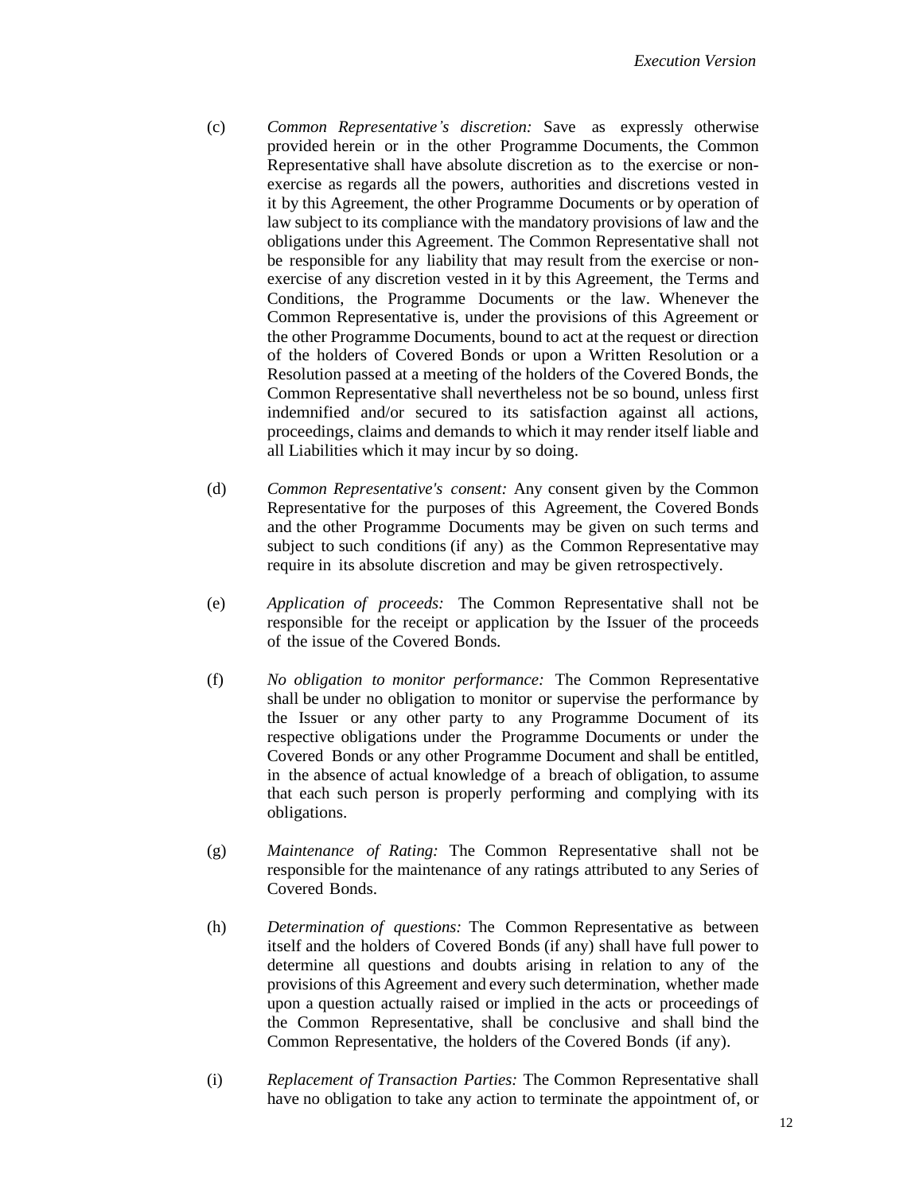(c) *Common Representative's discretion:* Save as expressly otherwise provided herein or in the other Programme Documents, the Common Representative shall have absolute discretion as to the exercise or non-exercise as regards all the powers, authorities and discretions vested in it by this Agreement, the other Programme Documents or by operation of law subject to its compliance with the mandatory provisions of law and the obligations under this Agreement. The Common Representative shall not be responsible for any liability that may result from the exercise or non-exercise of any discretion vested in it by this Agreement, the Terms and Conditions, the Programme Documents or the law. Whenever the Common Representative is, under the provisions of this Agreement or the other Programme Documents, bound to act at the request or direction of the holders of Covered Bonds or upon a Written Resolution or a Resolution passed at a meeting of the holders of the Covered Bonds, the Common Representative shall nevertheless not be so bound, unless first indemnified and/or secured to its satisfaction against all actions, proceedings, claims and demands to which it may render itself liable and all Liabilities which it may incur by so doing.

(d) *Common Representative's consent:* Any consent given by the Common Representative for the purposes of this Agreement, the Covered Bonds and the other Programme Documents may be given on such terms and subject to such conditions (if any) as the Common Representative may require in its absolute discretion and may be given retrospectively.

(e) *Application of proceeds:* The Common Representative shall not be responsible for the receipt or application by the Issuer of the proceeds of the issue of the Covered Bonds.

(f) *No obligation to monitor performance:* The Common Representative shall be under no obligation to monitor or supervise the performance by the Issuer or any other party to any Programme Document of its respective obligations under the Programme Documents or under the Covered Bonds or any other Programme Document and shall be entitled, in the absence of actual knowledge of a breach of obligation, to assume that each such person is properly performing and complying with its obligations.

(g) *Maintenance of Rating:* The Common Representative shall not be responsible for the maintenance of any ratings attributed to any Series of Covered Bonds.

(h) *Determination of questions:* The Common Representative as between itself and the holders of Covered Bonds (if any) shall have full power to determine all questions and doubts arising in relation to any of the provisions of this Agreement and every such determination, whether made upon a question actually raised or implied in the acts or proceedings of the Common Representative, shall be conclusive and shall bind the Common Representative, the holders of the Covered Bonds (if any).

(i) *Replacement of Transaction Parties:* The Common Representative shall have no obligation to take any action to terminate the appointment of, or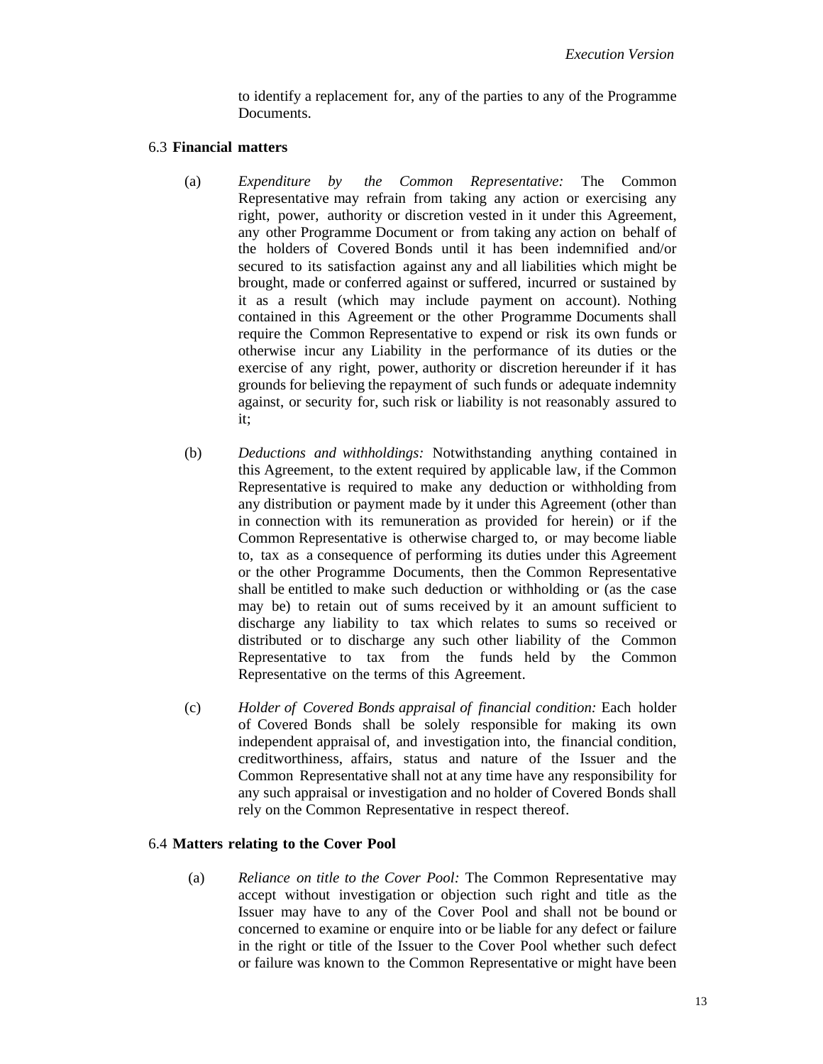to identify a replacement for, any of the parties to any of the Programme Documents.

6.3 **Financial matters**

(a) *Expenditure by the Common Representative:* The Common Representative may refrain from taking any action or exercising any right, power, authority or discretion vested in it under this Agreement, any other Programme Document or from taking any action on behalf of the holders of Covered Bonds until it has been indemnified and/or secured to its satisfaction against any and all liabilities which might be brought, made or conferred against or suffered, incurred or sustained by it as a result (which may include payment on account). Nothing contained in this Agreement or the other Programme Documents shall require the Common Representative to expend or risk its own funds or otherwise incur any Liability in the performance of its duties or the exercise of any right, power, authority or discretion hereunder if it has grounds for believing the repayment of such funds or adequate indemnity against, or security for, such risk or liability is not reasonably assured to it;

(b) *Deductions and withholdings:* Notwithstanding anything contained in this Agreement, to the extent required by applicable law, if the Common Representative is required to make any deduction or withholding from any distribution or payment made by it under this Agreement (other than in connection with its remuneration as provided for herein) or if the Common Representative is otherwise charged to, or may become liable to, tax as a consequence of performing its duties under this Agreement or the other Programme Documents, then the Common Representative shall be entitled to make such deduction or withholding or (as the case may be) to retain out of sums received by it an amount sufficient to discharge any liability to tax which relates to sums so received or distributed or to discharge any such other liability of the Common Representative to tax from the funds held by the Common Representative on the terms of this Agreement.

(c) *Holder of Covered Bonds appraisal of financial condition:* Each holder of Covered Bonds shall be solely responsible for making its own independent appraisal of, and investigation into, the financial condition, creditworthiness, affairs, status and nature of the Issuer and the Common Representative shall not at any time have any responsibility for any such appraisal or investigation and no holder of Covered Bonds shall rely on the Common Representative in respect thereof.

6.4 **Matters relating to the Cover Pool**

(a) *Reliance on title to the Cover Pool:* The Common Representative may accept without investigation or objection such right and title as the Issuer may have to any of the Cover Pool and shall not be bound or concerned to examine or enquire into or be liable for any defect or failure in the right or title of the Issuer to the Cover Pool whether such defect or failure was known to the Common Representative or might have been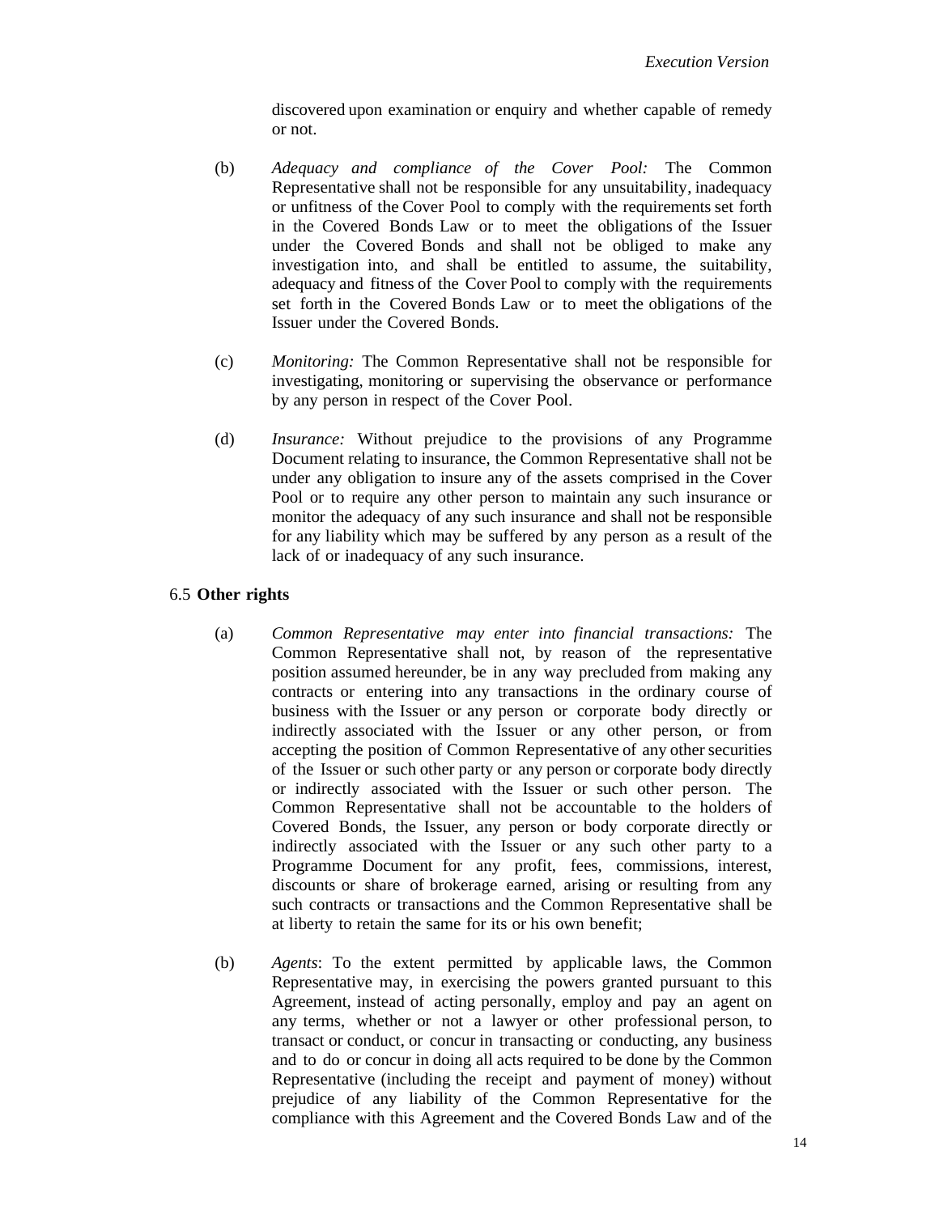discovered upon examination or enquiry and whether capable of remedy or not.

(b) *Adequacy and compliance of the Cover Pool:* The Common Representative shall not be responsible for any unsuitability, inadequacy or unfitness of the Cover Pool to comply with the requirements set forth in the Covered Bonds Law or to meet the obligations of the Issuer under the Covered Bonds and shall not be obliged to make any investigation into, and shall be entitled to assume, the suitability, adequacy and fitness of the Cover Pool to comply with the requirements set forth in the Covered Bonds Law or to meet the obligations of the Issuer under the Covered Bonds.

(c) *Monitoring:* The Common Representative shall not be responsible for investigating, monitoring or supervising the observance or performance by any person in respect of the Cover Pool.

(d) *Insurance:* Without prejudice to the provisions of any Programme Document relating to insurance, the Common Representative shall not be under any obligation to insure any of the assets comprised in the Cover Pool or to require any other person to maintain any such insurance or monitor the adequacy of any such insurance and shall not be responsible for any liability which may be suffered by any person as a result of the lack of or inadequacy of any such insurance.

### 6.5 **Other rights**

(a) *Common Representative may enter into financial transactions:* The Common Representative shall not, by reason of the representative position assumed hereunder, be in any way precluded from making any contracts or entering into any transactions in the ordinary course of business with the Issuer or any person or corporate body directly or indirectly associated with the Issuer or any other person, or from accepting the position of Common Representative of any other securities of the Issuer or such other party or any person or corporate body directly or indirectly associated with the Issuer or such other person. The Common Representative shall not be accountable to the holders of Covered Bonds, the Issuer, any person or body corporate directly or indirectly associated with the Issuer or any such other party to a Programme Document for any profit, fees, commissions, interest, discounts or share of brokerage earned, arising or resulting from any such contracts or transactions and the Common Representative shall be at liberty to retain the same for its or his own benefit;

(b) *Agents*: To the extent permitted by applicable laws, the Common Representative may, in exercising the powers granted pursuant to this Agreement, instead of acting personally, employ and pay an agent on any terms, whether or not a lawyer or other professional person, to transact or conduct, or concur in transacting or conducting, any business and to do or concur in doing all acts required to be done by the Common Representative (including the receipt and payment of money) without prejudice of any liability of the Common Representative for the compliance with this Agreement and the Covered Bonds Law and of the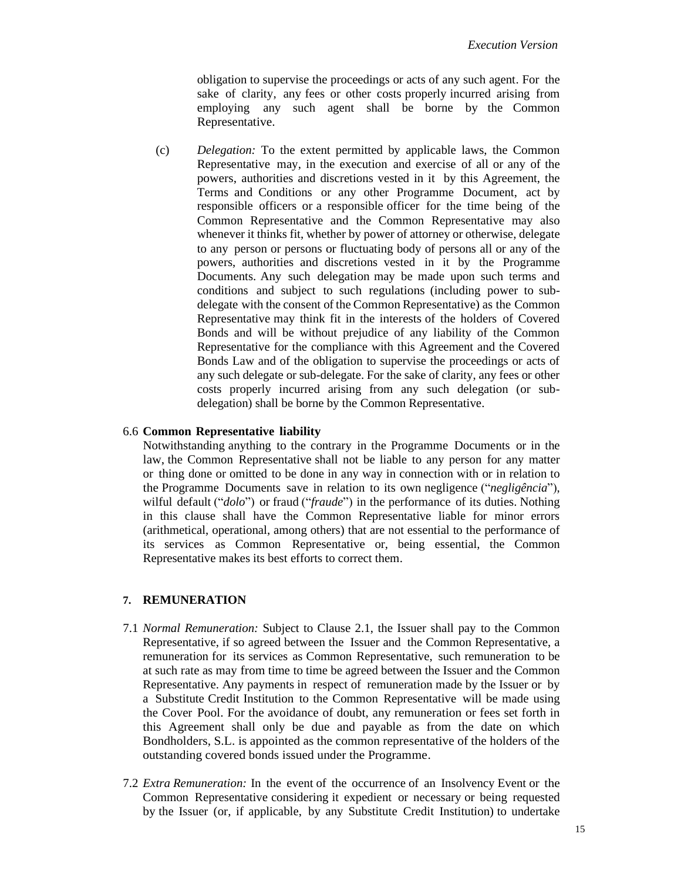obligation to supervise the proceedings or acts of any such agent. For the sake of clarity, any fees or other costs properly incurred arising from employing any such agent shall be borne by the Common Representative.

(c) *Delegation:* To the extent permitted by applicable laws, the Common Representative may, in the execution and exercise of all or any of the powers, authorities and discretions vested in it by this Agreement, the Terms and Conditions or any other Programme Document, act by responsible officers or a responsible officer for the time being of the Common Representative and the Common Representative may also whenever it thinks fit, whether by power of attorney or otherwise, delegate to any person or persons or fluctuating body of persons all or any of the powers, authorities and discretions vested in it by the Programme Documents. Any such delegation may be made upon such terms and conditions and subject to such regulations (including power to sub-delegate with the consent of the Common Representative) as the Common Representative may think fit in the interests of the holders of Covered Bonds and will be without prejudice of any liability of the Common Representative for the compliance with this Agreement and the Covered Bonds Law and of the obligation to supervise the proceedings or acts of any such delegate or sub-delegate. For the sake of clarity, any fees or other costs properly incurred arising from any such delegation (or sub-delegation) shall be borne by the Common Representative.

6.6 **Common Representative liability**

Notwithstanding anything to the contrary in the Programme Documents or in the law, the Common Representative shall not be liable to any person for any matter or thing done or omitted to be done in any way in connection with or in relation to the Programme Documents save in relation to its own negligence ("*negligência*"), wilful default ("*dolo*") or fraud ("*fraude*") in the performance of its duties. Nothing in this clause shall have the Common Representative liable for minor errors (arithmetical, operational, among others) that are not essential to the performance of its services as Common Representative or, being essential, the Common Representative makes its best efforts to correct them.

## 7. REMUNERATION

7.1 *Normal Remuneration:* Subject to Clause 2.1, the Issuer shall pay to the Common Representative, if so agreed between the Issuer and the Common Representative, a remuneration for its services as Common Representative, such remuneration to be at such rate as may from time to time be agreed between the Issuer and the Common Representative. Any payments in respect of remuneration made by the Issuer or by a Substitute Credit Institution to the Common Representative will be made using the Cover Pool. For the avoidance of doubt, any remuneration or fees set forth in this Agreement shall only be due and payable as from the date on which Bondholders, S.L. is appointed as the common representative of the holders of the outstanding covered bonds issued under the Programme.

7.2 *Extra Remuneration:* In the event of the occurrence of an Insolvency Event or the Common Representative considering it expedient or necessary or being requested by the Issuer (or, if applicable, by any Substitute Credit Institution) to undertake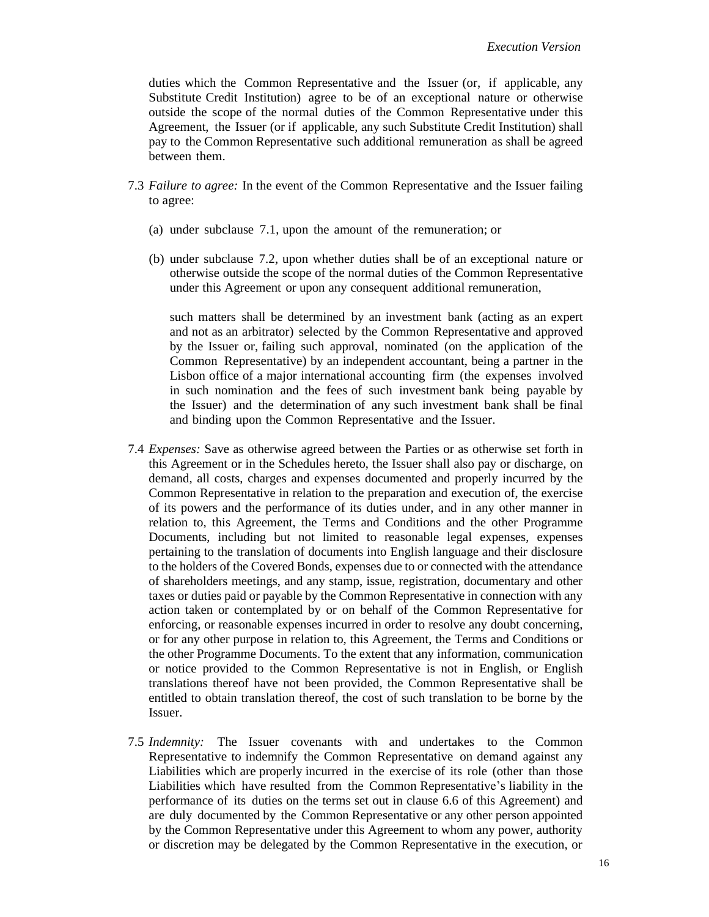duties which the Common Representative and the Issuer (or, if applicable, any Substitute Credit Institution) agree to be of an exceptional nature or otherwise outside the scope of the normal duties of the Common Representative under this Agreement, the Issuer (or if applicable, any such Substitute Credit Institution) shall pay to the Common Representative such additional remuneration as shall be agreed between them.

7.3 *Failure to agree:* In the event of the Common Representative and the Issuer failing to agree:

(a) under subclause 7.1, upon the amount of the remuneration; or

(b) under subclause 7.2, upon whether duties shall be of an exceptional nature or otherwise outside the scope of the normal duties of the Common Representative under this Agreement or upon any consequent additional remuneration,

such matters shall be determined by an investment bank (acting as an expert and not as an arbitrator) selected by the Common Representative and approved by the Issuer or, failing such approval, nominated (on the application of the Common Representative) by an independent accountant, being a partner in the Lisbon office of a major international accounting firm (the expenses involved in such nomination and the fees of such investment bank being payable by the Issuer) and the determination of any such investment bank shall be final and binding upon the Common Representative and the Issuer.

7.4 *Expenses:* Save as otherwise agreed between the Parties or as otherwise set forth in this Agreement or in the Schedules hereto, the Issuer shall also pay or discharge, on demand, all costs, charges and expenses documented and properly incurred by the Common Representative in relation to the preparation and execution of, the exercise of its powers and the performance of its duties under, and in any other manner in relation to, this Agreement, the Terms and Conditions and the other Programme Documents, including but not limited to reasonable legal expenses, expenses pertaining to the translation of documents into English language and their disclosure to the holders of the Covered Bonds, expenses due to or connected with the attendance of shareholders meetings, and any stamp, issue, registration, documentary and other taxes or duties paid or payable by the Common Representative in connection with any action taken or contemplated by or on behalf of the Common Representative for enforcing, or reasonable expenses incurred in order to resolve any doubt concerning, or for any other purpose in relation to, this Agreement, the Terms and Conditions or the other Programme Documents. To the extent that any information, communication or notice provided to the Common Representative is not in English, or English translations thereof have not been provided, the Common Representative shall be entitled to obtain translation thereof, the cost of such translation to be borne by the Issuer.

7.5 *Indemnity:* The Issuer covenants with and undertakes to the Common Representative to indemnify the Common Representative on demand against any Liabilities which are properly incurred in the exercise of its role (other than those Liabilities which have resulted from the Common Representative's liability in the performance of its duties on the terms set out in clause 6.6 of this Agreement) and are duly documented by the Common Representative or any other person appointed by the Common Representative under this Agreement to whom any power, authority or discretion may be delegated by the Common Representative in the execution, or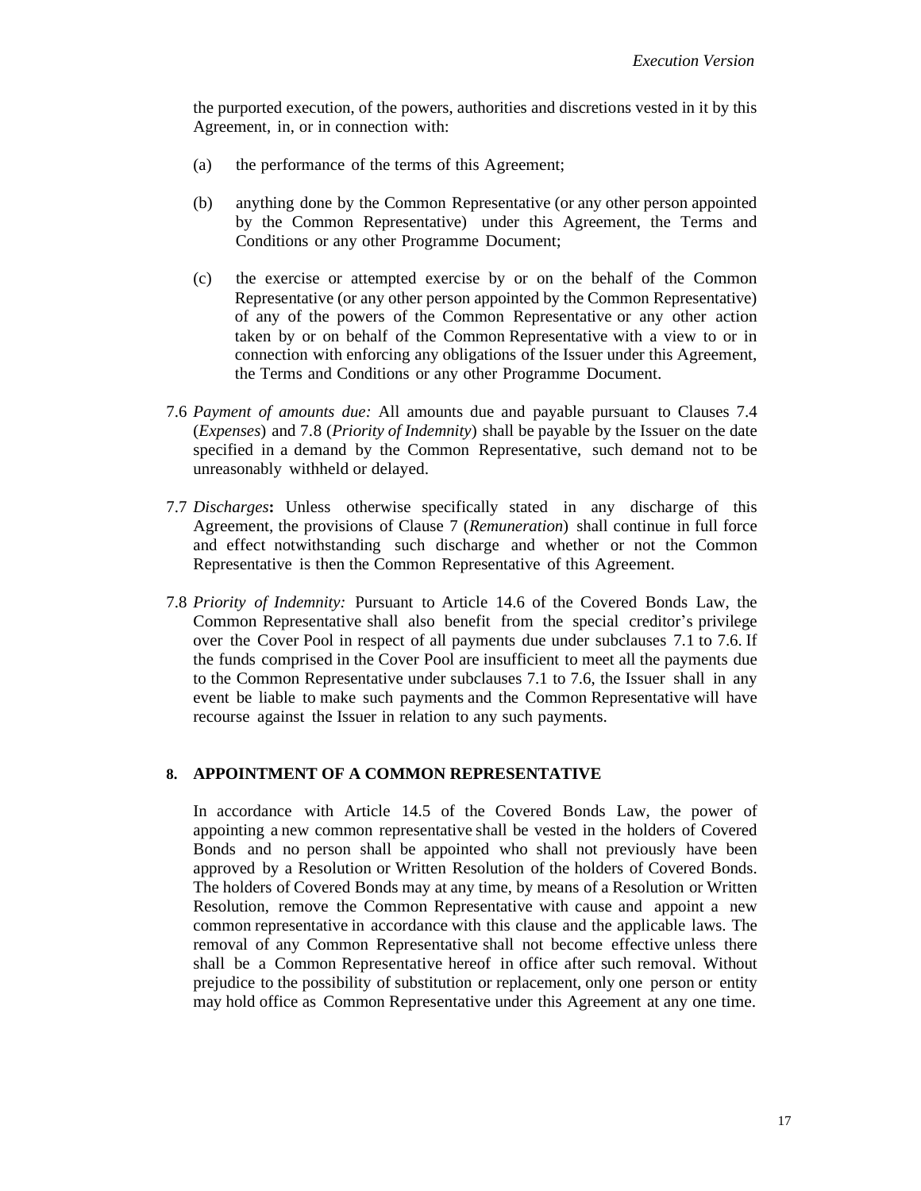the purported execution, of the powers, authorities and discretions vested in it by this Agreement, in, or in connection with:

(a) the performance of the terms of this Agreement;

(b) anything done by the Common Representative (or any other person appointed by the Common Representative) under this Agreement, the Terms and Conditions or any other Programme Document;

(c) the exercise or attempted exercise by or on the behalf of the Common Representative (or any other person appointed by the Common Representative) of any of the powers of the Common Representative or any other action taken by or on behalf of the Common Representative with a view to or in connection with enforcing any obligations of the Issuer under this Agreement, the Terms and Conditions or any other Programme Document.

7.6 *Payment of amounts due:* All amounts due and payable pursuant to Clauses 7.4 (*Expenses*) and 7.8 (*Priority of Indemnity*) shall be payable by the Issuer on the date specified in a demand by the Common Representative, such demand not to be unreasonably withheld or delayed.

7.7 *Discharges***:** Unless otherwise specifically stated in any discharge of this Agreement, the provisions of Clause 7 (*Remuneration*) shall continue in full force and effect notwithstanding such discharge and whether or not the Common Representative is then the Common Representative of this Agreement.

7.8 *Priority of Indemnity:* Pursuant to Article 14.6 of the Covered Bonds Law, the Common Representative shall also benefit from the special creditor's privilege over the Cover Pool in respect of all payments due under subclauses 7.1 to 7.6. If the funds comprised in the Cover Pool are insufficient to meet all the payments due to the Common Representative under subclauses 7.1 to 7.6, the Issuer shall in any event be liable to make such payments and the Common Representative will have recourse against the Issuer in relation to any such payments.

## 8. APPOINTMENT OF A COMMON REPRESENTATIVE

In accordance with Article 14.5 of the Covered Bonds Law, the power of appointing a new common representative shall be vested in the holders of Covered Bonds and no person shall be appointed who shall not previously have been approved by a Resolution or Written Resolution of the holders of Covered Bonds. The holders of Covered Bonds may at any time, by means of a Resolution or Written Resolution, remove the Common Representative with cause and appoint a new common representative in accordance with this clause and the applicable laws. The removal of any Common Representative shall not become effective unless there shall be a Common Representative hereof in office after such removal. Without prejudice to the possibility of substitution or replacement, only one person or entity may hold office as Common Representative under this Agreement at any one time.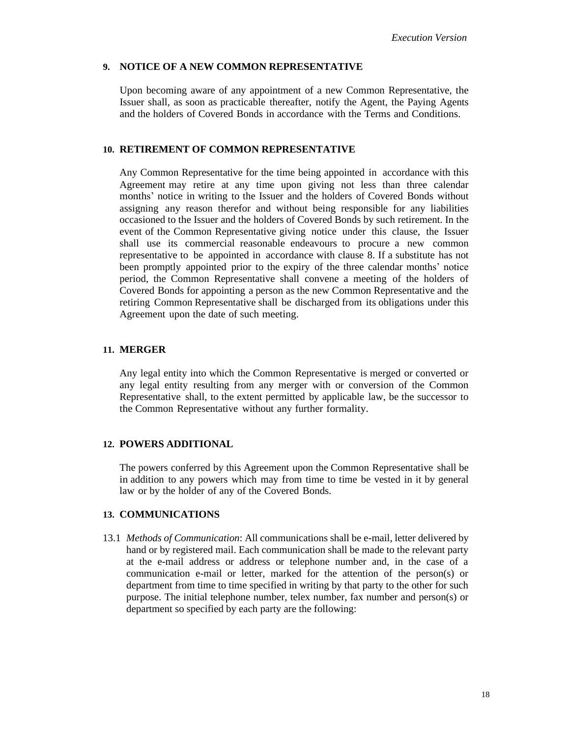## 9. NOTICE OF A NEW COMMON REPRESENTATIVE

Upon becoming aware of any appointment of a new Common Representative, the Issuer shall, as soon as practicable thereafter, notify the Agent, the Paying Agents and the holders of Covered Bonds in accordance with the Terms and Conditions.

## 10. RETIREMENT OF COMMON REPRESENTATIVE

Any Common Representative for the time being appointed in accordance with this Agreement may retire at any time upon giving not less than three calendar months' notice in writing to the Issuer and the holders of Covered Bonds without assigning any reason therefor and without being responsible for any liabilities occasioned to the Issuer and the holders of Covered Bonds by such retirement. In the event of the Common Representative giving notice under this clause, the Issuer shall use its commercial reasonable endeavours to procure a new common representative to be appointed in accordance with clause 8. If a substitute has not been promptly appointed prior to the expiry of the three calendar months' notice period, the Common Representative shall convene a meeting of the holders of Covered Bonds for appointing a person as the new Common Representative and the retiring Common Representative shall be discharged from its obligations under this Agreement upon the date of such meeting.

## 11. MERGER

Any legal entity into which the Common Representative is merged or converted or any legal entity resulting from any merger with or conversion of the Common Representative shall, to the extent permitted by applicable law, be the successor to the Common Representative without any further formality.

## 12. POWERS ADDITIONAL

The powers conferred by this Agreement upon the Common Representative shall be in addition to any powers which may from time to time be vested in it by general law or by the holder of any of the Covered Bonds.

## 13. COMMUNICATIONS

13.1 *Methods of Communication*: All communications shall be e-mail, letter delivered by hand or by registered mail. Each communication shall be made to the relevant party at the e-mail address or address or telephone number and, in the case of a communication e-mail or letter, marked for the attention of the person(s) or department from time to time specified in writing by that party to the other for such purpose. The initial telephone number, telex number, fax number and person(s) or department so specified by each party are the following: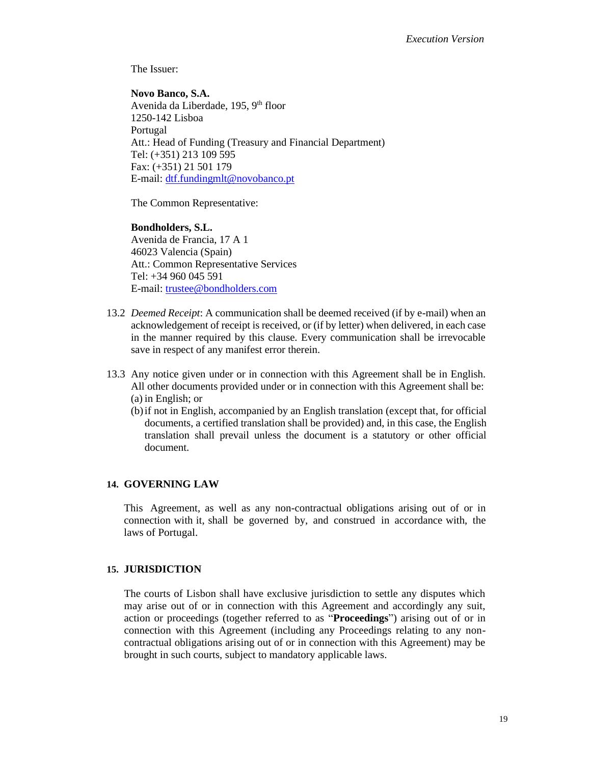The Issuer:

**Novo Banco, S.A.**
Avenida da Liberdade, 195, 9th floor
1250-142 Lisboa
Portugal
Att.: Head of Funding (Treasury and Financial Department)
Tel: (+351) 213 109 595
Fax: (+351) 21 501 179
E-mail: dtf.fundingmlt@novobanco.pt

The Common Representative:

**Bondholders, S.L.**
Avenida de Francia, 17 A 1
46023 Valencia (Spain)
Att.: Common Representative Services
Tel: +34 960 045 591
E-mail: trustee@bondholders.com

13.2 *Deemed Receipt*: A communication shall be deemed received (if by e-mail) when an acknowledgement of receipt is received, or (if by letter) when delivered, in each case in the manner required by this clause. Every communication shall be irrevocable save in respect of any manifest error therein.

13.3 Any notice given under or in connection with this Agreement shall be in English. All other documents provided under or in connection with this Agreement shall be:
(a) in English; or
(b) if not in English, accompanied by an English translation (except that, for official documents, a certified translation shall be provided) and, in this case, the English translation shall prevail unless the document is a statutory or other official document.

## 14. GOVERNING LAW

This Agreement, as well as any non-contractual obligations arising out of or in connection with it, shall be governed by, and construed in accordance with, the laws of Portugal.

## 15. JURISDICTION

The courts of Lisbon shall have exclusive jurisdiction to settle any disputes which may arise out of or in connection with this Agreement and accordingly any suit, action or proceedings (together referred to as "**Proceedings**") arising out of or in connection with this Agreement (including any Proceedings relating to any non-contractual obligations arising out of or in connection with this Agreement) may be brought in such courts, subject to mandatory applicable laws.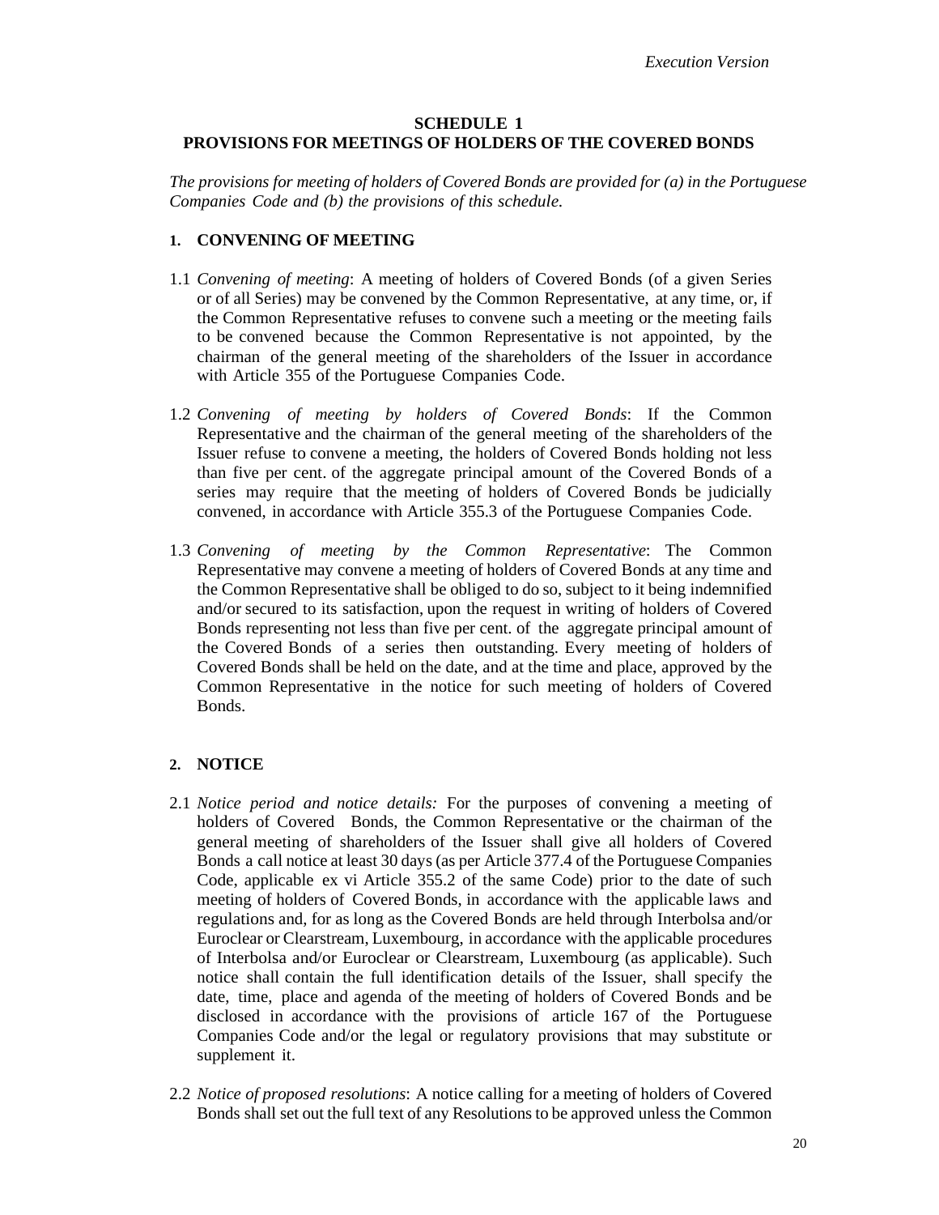# SCHEDULE 1
# PROVISIONS FOR MEETINGS OF HOLDERS OF THE COVERED BONDS

*The provisions for meeting of holders of Covered Bonds are provided for (a) in the Portuguese Companies Code and (b) the provisions of this schedule.*

## 1. CONVENING OF MEETING

1.1 *Convening of meeting*: A meeting of holders of Covered Bonds (of a given Series or of all Series) may be convened by the Common Representative, at any time, or, if the Common Representative refuses to convene such a meeting or the meeting fails to be convened because the Common Representative is not appointed, by the chairman of the general meeting of the shareholders of the Issuer in accordance with Article 355 of the Portuguese Companies Code.

1.2 *Convening of meeting by holders of Covered Bonds*: If the Common Representative and the chairman of the general meeting of the shareholders of the Issuer refuse to convene a meeting, the holders of Covered Bonds holding not less than five per cent. of the aggregate principal amount of the Covered Bonds of a series may require that the meeting of holders of Covered Bonds be judicially convened, in accordance with Article 355.3 of the Portuguese Companies Code.

1.3 *Convening of meeting by the Common Representative*: The Common Representative may convene a meeting of holders of Covered Bonds at any time and the Common Representative shall be obliged to do so, subject to it being indemnified and/or secured to its satisfaction, upon the request in writing of holders of Covered Bonds representing not less than five per cent. of the aggregate principal amount of the Covered Bonds of a series then outstanding. Every meeting of holders of Covered Bonds shall be held on the date, and at the time and place, approved by the Common Representative in the notice for such meeting of holders of Covered Bonds.

## 2. NOTICE

2.1 *Notice period and notice details:* For the purposes of convening a meeting of holders of Covered Bonds, the Common Representative or the chairman of the general meeting of shareholders of the Issuer shall give all holders of Covered Bonds a call notice at least 30 days (as per Article 377.4 of the Portuguese Companies Code, applicable ex vi Article 355.2 of the same Code) prior to the date of such meeting of holders of Covered Bonds, in accordance with the applicable laws and regulations and, for as long as the Covered Bonds are held through Interbolsa and/or Euroclear or Clearstream, Luxembourg, in accordance with the applicable procedures of Interbolsa and/or Euroclear or Clearstream, Luxembourg (as applicable). Such notice shall contain the full identification details of the Issuer, shall specify the date, time, place and agenda of the meeting of holders of Covered Bonds and be disclosed in accordance with the provisions of article 167 of the Portuguese Companies Code and/or the legal or regulatory provisions that may substitute or supplement it.

2.2 *Notice of proposed resolutions*: A notice calling for a meeting of holders of Covered Bonds shall set out the full text of any Resolutions to be approved unless the Common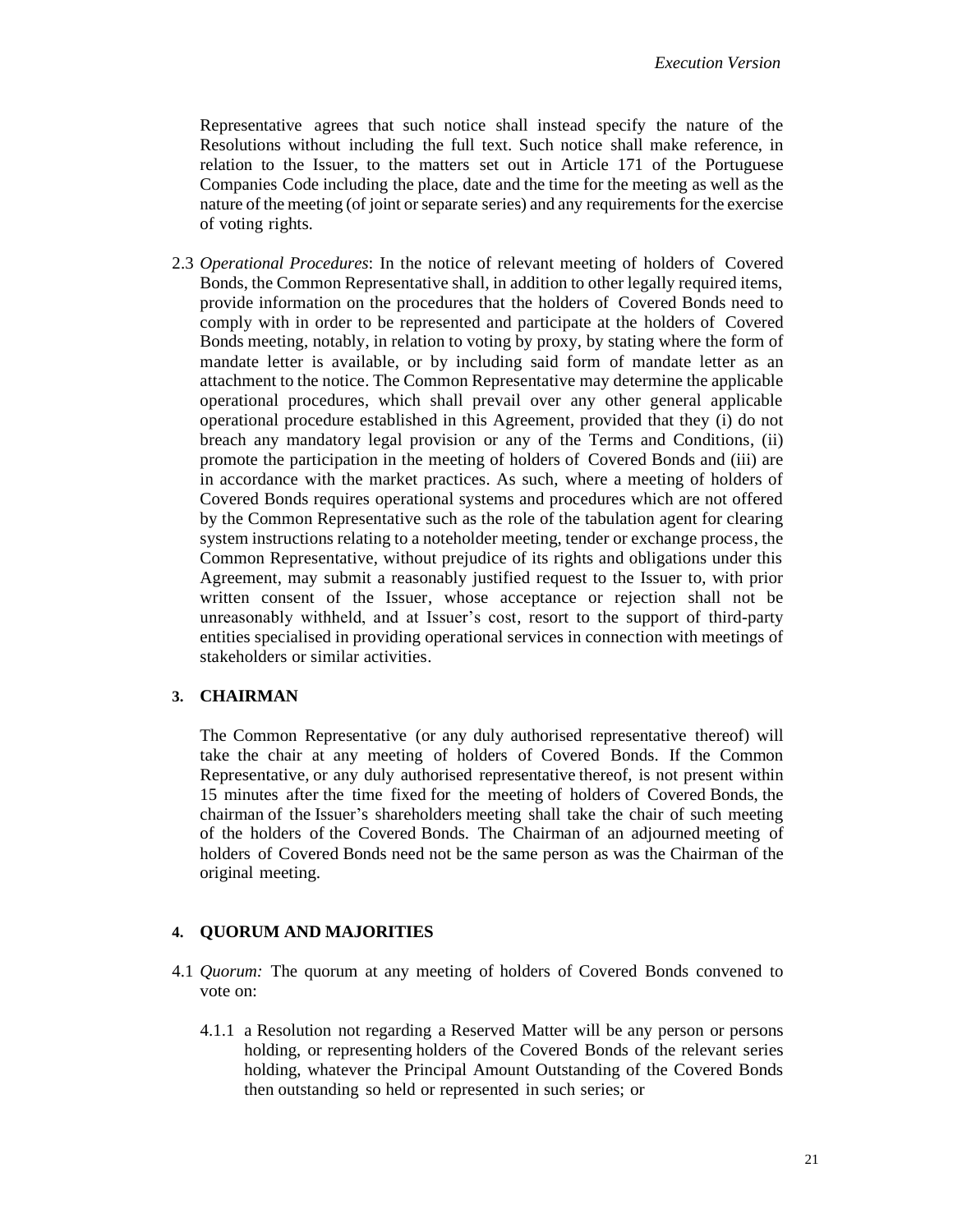Representative agrees that such notice shall instead specify the nature of the Resolutions without including the full text. Such notice shall make reference, in relation to the Issuer, to the matters set out in Article 171 of the Portuguese Companies Code including the place, date and the time for the meeting as well as the nature of the meeting (of joint or separate series) and any requirements for the exercise of voting rights.

2.3 *Operational Procedures*: In the notice of relevant meeting of holders of Covered Bonds, the Common Representative shall, in addition to other legally required items, provide information on the procedures that the holders of Covered Bonds need to comply with in order to be represented and participate at the holders of Covered Bonds meeting, notably, in relation to voting by proxy, by stating where the form of mandate letter is available, or by including said form of mandate letter as an attachment to the notice. The Common Representative may determine the applicable operational procedures, which shall prevail over any other general applicable operational procedure established in this Agreement, provided that they (i) do not breach any mandatory legal provision or any of the Terms and Conditions, (ii) promote the participation in the meeting of holders of Covered Bonds and (iii) are in accordance with the market practices. As such, where a meeting of holders of Covered Bonds requires operational systems and procedures which are not offered by the Common Representative such as the role of the tabulation agent for clearing system instructions relating to a noteholder meeting, tender or exchange process, the Common Representative, without prejudice of its rights and obligations under this Agreement, may submit a reasonably justified request to the Issuer to, with prior written consent of the Issuer, whose acceptance or rejection shall not be unreasonably withheld, and at Issuer's cost, resort to the support of third-party entities specialised in providing operational services in connection with meetings of stakeholders or similar activities.

## 3. CHAIRMAN

The Common Representative (or any duly authorised representative thereof) will take the chair at any meeting of holders of Covered Bonds. If the Common Representative, or any duly authorised representative thereof, is not present within 15 minutes after the time fixed for the meeting of holders of Covered Bonds, the chairman of the Issuer's shareholders meeting shall take the chair of such meeting of the holders of the Covered Bonds. The Chairman of an adjourned meeting of holders of Covered Bonds need not be the same person as was the Chairman of the original meeting.

## 4. QUORUM AND MAJORITIES

4.1 *Quorum:* The quorum at any meeting of holders of Covered Bonds convened to vote on:

4.1.1 a Resolution not regarding a Reserved Matter will be any person or persons holding, or representing holders of the Covered Bonds of the relevant series holding, whatever the Principal Amount Outstanding of the Covered Bonds then outstanding so held or represented in such series; or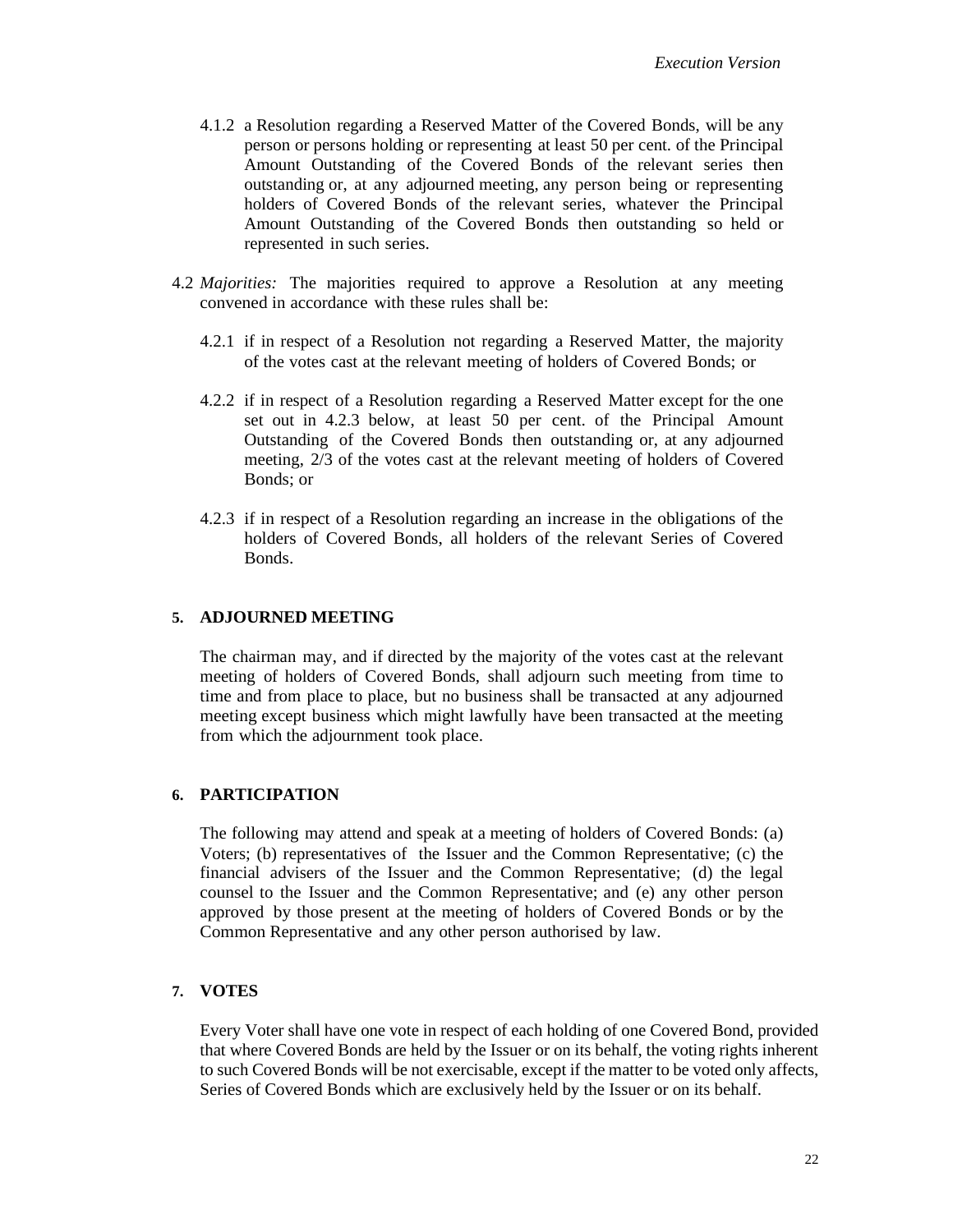4.1.2 a Resolution regarding a Reserved Matter of the Covered Bonds, will be any person or persons holding or representing at least 50 per cent. of the Principal Amount Outstanding of the Covered Bonds of the relevant series then outstanding or, at any adjourned meeting, any person being or representing holders of Covered Bonds of the relevant series, whatever the Principal Amount Outstanding of the Covered Bonds then outstanding so held or represented in such series.

4.2 *Majorities:* The majorities required to approve a Resolution at any meeting convened in accordance with these rules shall be:

4.2.1 if in respect of a Resolution not regarding a Reserved Matter, the majority of the votes cast at the relevant meeting of holders of Covered Bonds; or

4.2.2 if in respect of a Resolution regarding a Reserved Matter except for the one set out in 4.2.3 below, at least 50 per cent. of the Principal Amount Outstanding of the Covered Bonds then outstanding or, at any adjourned meeting, 2/3 of the votes cast at the relevant meeting of holders of Covered Bonds; or

4.2.3 if in respect of a Resolution regarding an increase in the obligations of the holders of Covered Bonds, all holders of the relevant Series of Covered Bonds.

## 5. ADJOURNED MEETING

The chairman may, and if directed by the majority of the votes cast at the relevant meeting of holders of Covered Bonds, shall adjourn such meeting from time to time and from place to place, but no business shall be transacted at any adjourned meeting except business which might lawfully have been transacted at the meeting from which the adjournment took place.

## 6. PARTICIPATION

The following may attend and speak at a meeting of holders of Covered Bonds: (a) Voters; (b) representatives of the Issuer and the Common Representative; (c) the financial advisers of the Issuer and the Common Representative; (d) the legal counsel to the Issuer and the Common Representative; and (e) any other person approved by those present at the meeting of holders of Covered Bonds or by the Common Representative and any other person authorised by law.

## 7. VOTES

Every Voter shall have one vote in respect of each holding of one Covered Bond, provided that where Covered Bonds are held by the Issuer or on its behalf, the voting rights inherent to such Covered Bonds will be not exercisable, except if the matter to be voted only affects, Series of Covered Bonds which are exclusively held by the Issuer or on its behalf.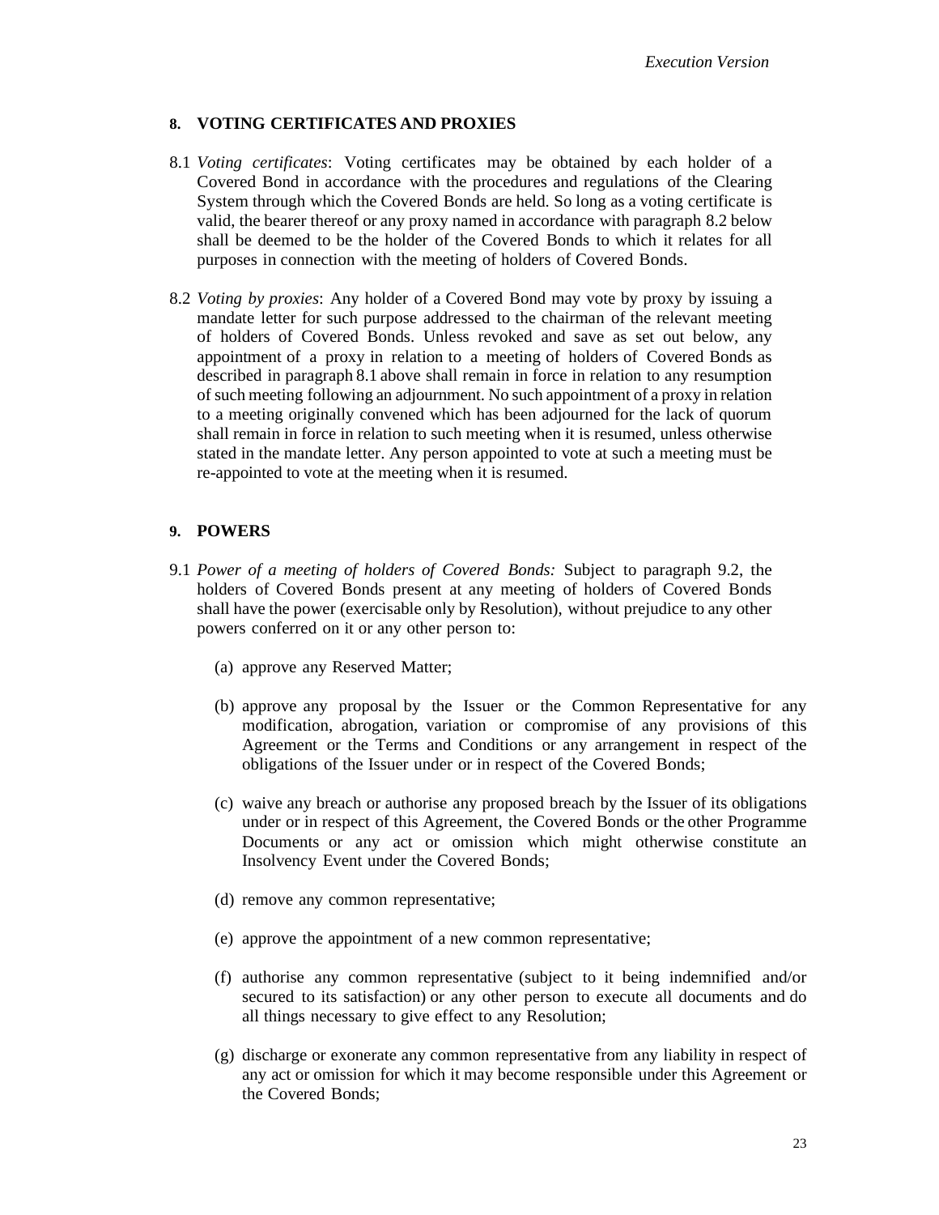## 8. VOTING CERTIFICATES AND PROXIES

8.1 *Voting certificates*: Voting certificates may be obtained by each holder of a Covered Bond in accordance with the procedures and regulations of the Clearing System through which the Covered Bonds are held. So long as a voting certificate is valid, the bearer thereof or any proxy named in accordance with paragraph 8.2 below shall be deemed to be the holder of the Covered Bonds to which it relates for all purposes in connection with the meeting of holders of Covered Bonds.

8.2 *Voting by proxies*: Any holder of a Covered Bond may vote by proxy by issuing a mandate letter for such purpose addressed to the chairman of the relevant meeting of holders of Covered Bonds. Unless revoked and save as set out below, any appointment of a proxy in relation to a meeting of holders of Covered Bonds as described in paragraph 8.1 above shall remain in force in relation to any resumption of such meeting following an adjournment. No such appointment of a proxy in relation to a meeting originally convened which has been adjourned for the lack of quorum shall remain in force in relation to such meeting when it is resumed, unless otherwise stated in the mandate letter. Any person appointed to vote at such a meeting must be re-appointed to vote at the meeting when it is resumed.

## 9. POWERS

9.1 *Power of a meeting of holders of Covered Bonds:* Subject to paragraph 9.2, the holders of Covered Bonds present at any meeting of holders of Covered Bonds shall have the power (exercisable only by Resolution), without prejudice to any other powers conferred on it or any other person to:

(a) approve any Reserved Matter;

(b) approve any proposal by the Issuer or the Common Representative for any modification, abrogation, variation or compromise of any provisions of this Agreement or the Terms and Conditions or any arrangement in respect of the obligations of the Issuer under or in respect of the Covered Bonds;

(c) waive any breach or authorise any proposed breach by the Issuer of its obligations under or in respect of this Agreement, the Covered Bonds or the other Programme Documents or any act or omission which might otherwise constitute an Insolvency Event under the Covered Bonds;

(d) remove any common representative;

(e) approve the appointment of a new common representative;

(f) authorise any common representative (subject to it being indemnified and/or secured to its satisfaction) or any other person to execute all documents and do all things necessary to give effect to any Resolution;

(g) discharge or exonerate any common representative from any liability in respect of any act or omission for which it may become responsible under this Agreement or the Covered Bonds;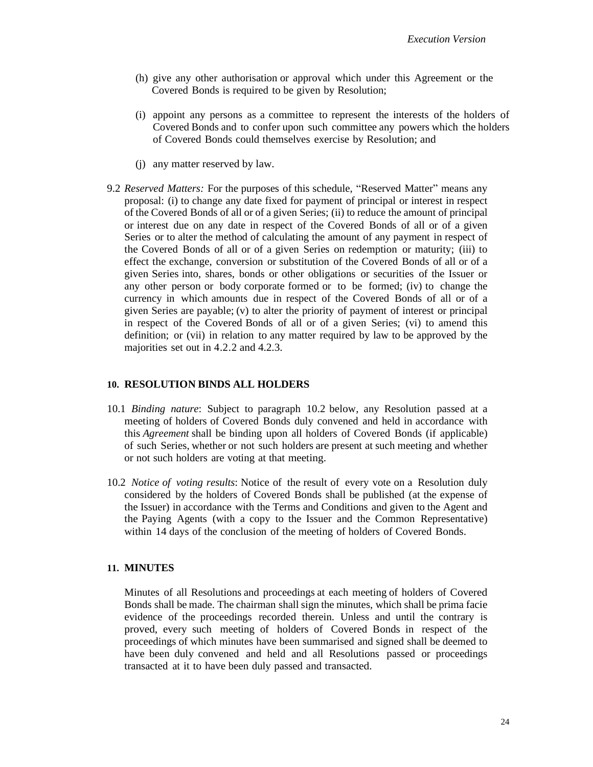(h) give any other authorisation or approval which under this Agreement or the Covered Bonds is required to be given by Resolution;

(i) appoint any persons as a committee to represent the interests of the holders of Covered Bonds and to confer upon such committee any powers which the holders of Covered Bonds could themselves exercise by Resolution; and

(j) any matter reserved by law.

9.2 *Reserved Matters:* For the purposes of this schedule, "Reserved Matter" means any proposal: (i) to change any date fixed for payment of principal or interest in respect of the Covered Bonds of all or of a given Series; (ii) to reduce the amount of principal or interest due on any date in respect of the Covered Bonds of all or of a given Series or to alter the method of calculating the amount of any payment in respect of the Covered Bonds of all or of a given Series on redemption or maturity; (iii) to effect the exchange, conversion or substitution of the Covered Bonds of all or of a given Series into, shares, bonds or other obligations or securities of the Issuer or any other person or body corporate formed or to be formed; (iv) to change the currency in which amounts due in respect of the Covered Bonds of all or of a given Series are payable; (v) to alter the priority of payment of interest or principal in respect of the Covered Bonds of all or of a given Series; (vi) to amend this definition; or (vii) in relation to any matter required by law to be approved by the majorities set out in 4.2.2 and 4.2.3.

## 10. RESOLUTION BINDS ALL HOLDERS

10.1 *Binding nature*: Subject to paragraph 10.2 below, any Resolution passed at a meeting of holders of Covered Bonds duly convened and held in accordance with this *Agreement* shall be binding upon all holders of Covered Bonds (if applicable) of such Series, whether or not such holders are present at such meeting and whether or not such holders are voting at that meeting.

10.2 *Notice of voting results*: Notice of the result of every vote on a Resolution duly considered by the holders of Covered Bonds shall be published (at the expense of the Issuer) in accordance with the Terms and Conditions and given to the Agent and the Paying Agents (with a copy to the Issuer and the Common Representative) within 14 days of the conclusion of the meeting of holders of Covered Bonds.

## 11. MINUTES

Minutes of all Resolutions and proceedings at each meeting of holders of Covered Bonds shall be made. The chairman shall sign the minutes, which shall be prima facie evidence of the proceedings recorded therein. Unless and until the contrary is proved, every such meeting of holders of Covered Bonds in respect of the proceedings of which minutes have been summarised and signed shall be deemed to have been duly convened and held and all Resolutions passed or proceedings transacted at it to have been duly passed and transacted.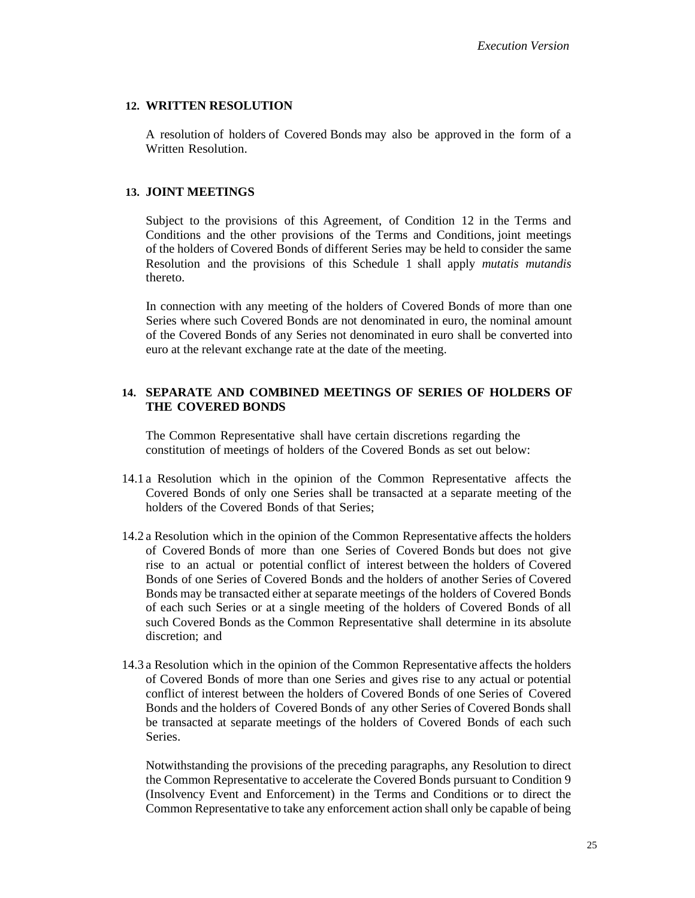## 12. WRITTEN RESOLUTION

A resolution of holders of Covered Bonds may also be approved in the form of a Written Resolution.

## 13. JOINT MEETINGS

Subject to the provisions of this Agreement, of Condition 12 in the Terms and Conditions and the other provisions of the Terms and Conditions, joint meetings of the holders of Covered Bonds of different Series may be held to consider the same Resolution and the provisions of this Schedule 1 shall apply *mutatis mutandis* thereto.

In connection with any meeting of the holders of Covered Bonds of more than one Series where such Covered Bonds are not denominated in euro, the nominal amount of the Covered Bonds of any Series not denominated in euro shall be converted into euro at the relevant exchange rate at the date of the meeting.

## 14. SEPARATE AND COMBINED MEETINGS OF SERIES OF HOLDERS OF THE COVERED BONDS

The Common Representative shall have certain discretions regarding the constitution of meetings of holders of the Covered Bonds as set out below:

14.1 a Resolution which in the opinion of the Common Representative affects the Covered Bonds of only one Series shall be transacted at a separate meeting of the holders of the Covered Bonds of that Series;

14.2 a Resolution which in the opinion of the Common Representative affects the holders of Covered Bonds of more than one Series of Covered Bonds but does not give rise to an actual or potential conflict of interest between the holders of Covered Bonds of one Series of Covered Bonds and the holders of another Series of Covered Bonds may be transacted either at separate meetings of the holders of Covered Bonds of each such Series or at a single meeting of the holders of Covered Bonds of all such Covered Bonds as the Common Representative shall determine in its absolute discretion; and

14.3 a Resolution which in the opinion of the Common Representative affects the holders of Covered Bonds of more than one Series and gives rise to any actual or potential conflict of interest between the holders of Covered Bonds of one Series of Covered Bonds and the holders of Covered Bonds of any other Series of Covered Bonds shall be transacted at separate meetings of the holders of Covered Bonds of each such Series.

Notwithstanding the provisions of the preceding paragraphs, any Resolution to direct the Common Representative to accelerate the Covered Bonds pursuant to Condition 9 (Insolvency Event and Enforcement) in the Terms and Conditions or to direct the Common Representative to take any enforcement action shall only be capable of being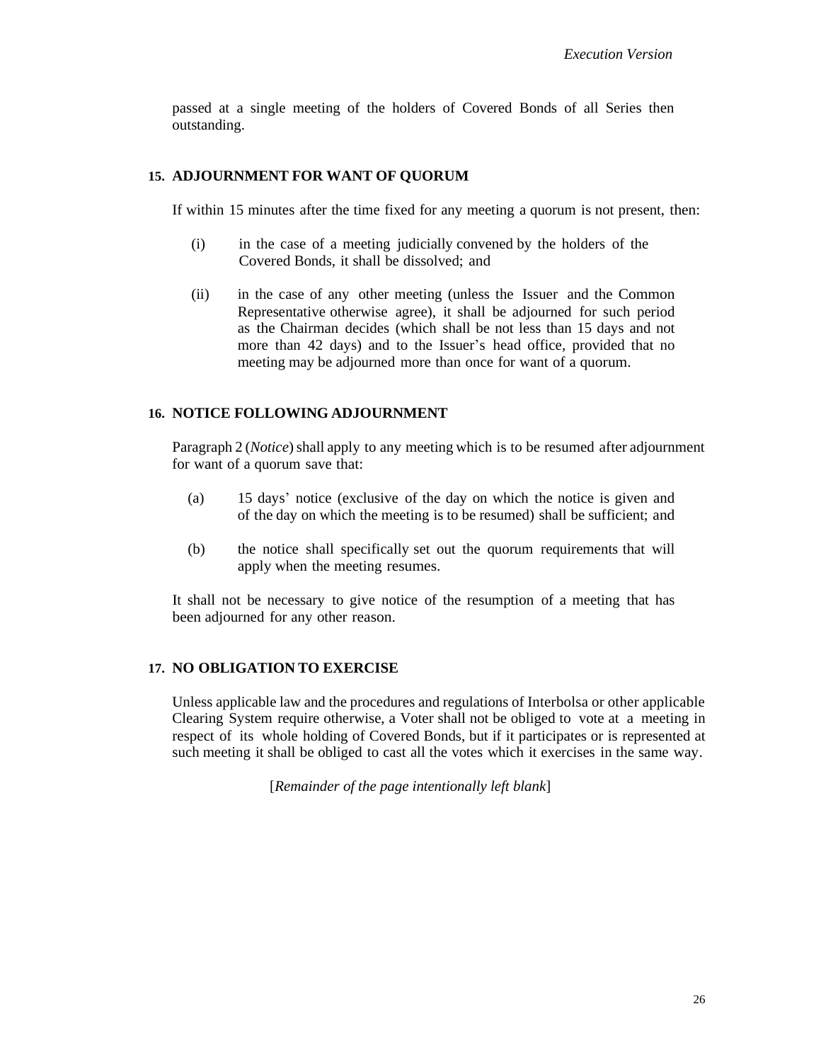passed at a single meeting of the holders of Covered Bonds of all Series then outstanding.

## 15. ADJOURNMENT FOR WANT OF QUORUM

If within 15 minutes after the time fixed for any meeting a quorum is not present, then:

(i) in the case of a meeting judicially convened by the holders of the Covered Bonds, it shall be dissolved; and

(ii) in the case of any other meeting (unless the Issuer and the Common Representative otherwise agree), it shall be adjourned for such period as the Chairman decides (which shall be not less than 15 days and not more than 42 days) and to the Issuer's head office, provided that no meeting may be adjourned more than once for want of a quorum.

## 16. NOTICE FOLLOWING ADJOURNMENT

Paragraph 2 (*Notice*) shall apply to any meeting which is to be resumed after adjournment for want of a quorum save that:

(a) 15 days' notice (exclusive of the day on which the notice is given and of the day on which the meeting is to be resumed) shall be sufficient; and

(b) the notice shall specifically set out the quorum requirements that will apply when the meeting resumes.

It shall not be necessary to give notice of the resumption of a meeting that has been adjourned for any other reason.

## 17. NO OBLIGATION TO EXERCISE

Unless applicable law and the procedures and regulations of Interbolsa or other applicable Clearing System require otherwise, a Voter shall not be obliged to vote at a meeting in respect of its whole holding of Covered Bonds, but if it participates or is represented at such meeting it shall be obliged to cast all the votes which it exercises in the same way.

[*Remainder of the page intentionally left blank*]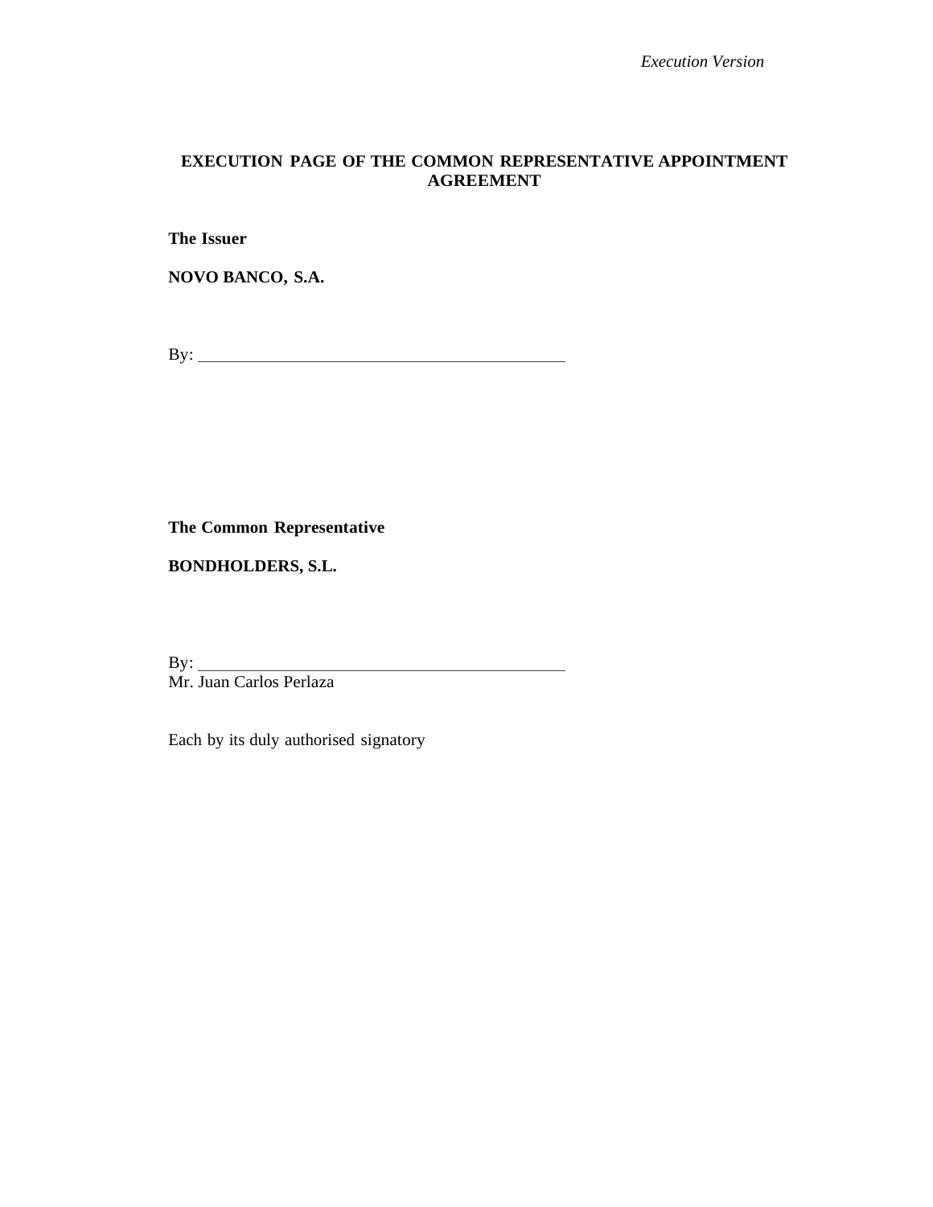*Execution Version*

**EXECUTION PAGE OF THE COMMON REPRESENTATIVE APPOINTMENT AGREEMENT**

**The Issuer**

**NOVO BANCO, S.A.**

By: ____________________________________________

**The Common Representative**

**BONDHOLDERS, S.L.**

By: ____________________________________________
Mr. Juan Carlos Perlaza

Each by its duly authorised signatory